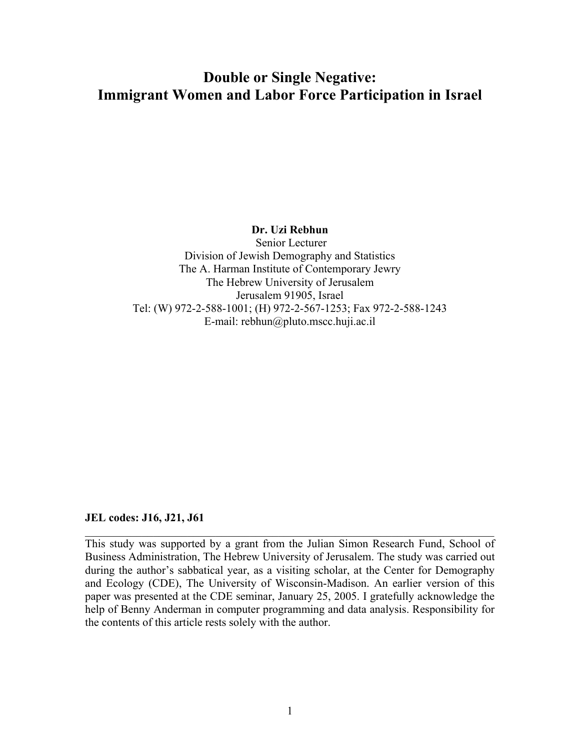# Double or Single Negative: Immigrant Women and Labor Force Participation in Israel

**Dr. Uzi Rebhun**
Senior Lecturer
Division of Jewish Demography and Statistics
The A. Harman Institute of Contemporary Jewry
The Hebrew University of Jerusalem
Jerusalem 91905, Israel
Tel: (W) 972-2-588-1001; (H) 972-2-567-1253; Fax 972-2-588-1243
E-mail: rebhun@pluto.mscc.huji.ac.il

**JEL codes: J16, J21, J61**

---

This study was supported by a grant from the Julian Simon Research Fund, School of Business Administration, The Hebrew University of Jerusalem. The study was carried out during the author's sabbatical year, as a visiting scholar, at the Center for Demography and Ecology (CDE), The University of Wisconsin-Madison. An earlier version of this paper was presented at the CDE seminar, January 25, 2005. I gratefully acknowledge the help of Benny Anderman in computer programming and data analysis. Responsibility for the contents of this article rests solely with the author.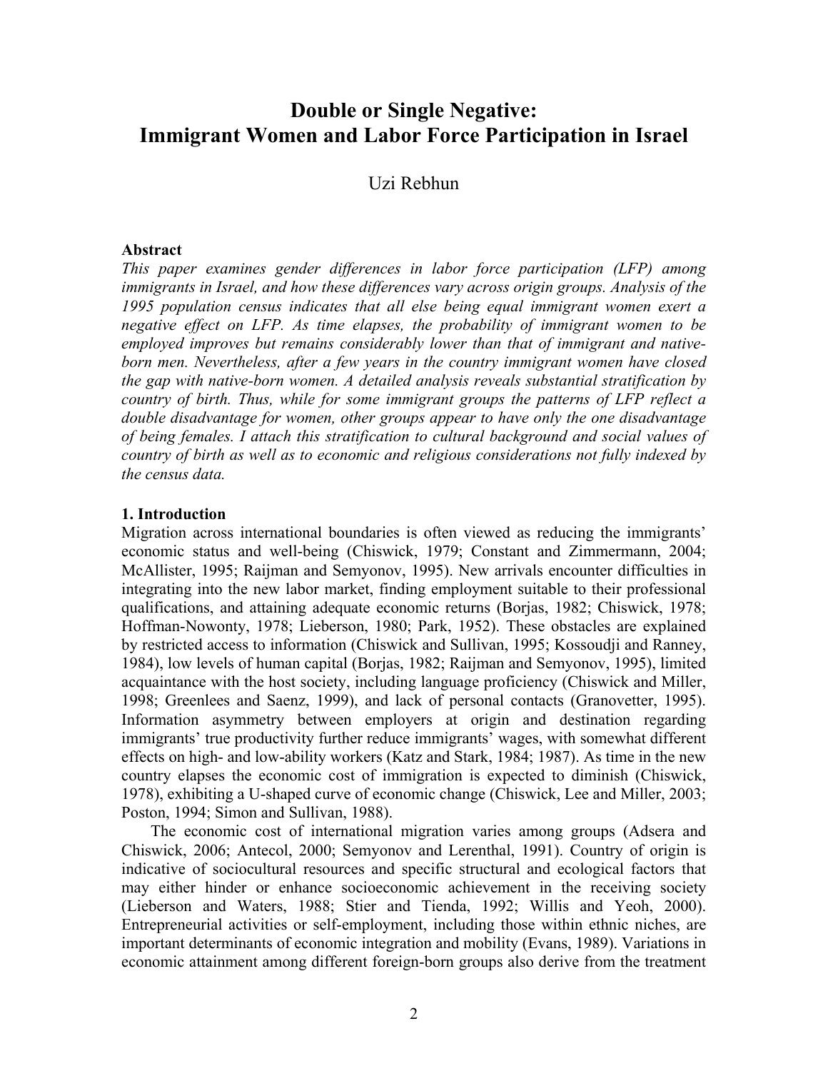# Double or Single Negative: Immigrant Women and Labor Force Participation in Israel

Uzi Rebhun

**Abstract**

*This paper examines gender differences in labor force participation (LFP) among immigrants in Israel, and how these differences vary across origin groups. Analysis of the 1995 population census indicates that all else being equal immigrant women exert a negative effect on LFP. As time elapses, the probability of immigrant women to be employed improves but remains considerably lower than that of immigrant and native-born men. Nevertheless, after a few years in the country immigrant women have closed the gap with native-born women. A detailed analysis reveals substantial stratification by country of birth. Thus, while for some immigrant groups the patterns of LFP reflect a double disadvantage for women, other groups appear to have only the one disadvantage of being females. I attach this stratification to cultural background and social values of country of birth as well as to economic and religious considerations not fully indexed by the census data.*

## 1. Introduction

Migration across international boundaries is often viewed as reducing the immigrants' economic status and well-being (Chiswick, 1979; Constant and Zimmermann, 2004; McAllister, 1995; Raijman and Semyonov, 1995). New arrivals encounter difficulties in integrating into the new labor market, finding employment suitable to their professional qualifications, and attaining adequate economic returns (Borjas, 1982; Chiswick, 1978; Hoffman-Nowonty, 1978; Lieberson, 1980; Park, 1952). These obstacles are explained by restricted access to information (Chiswick and Sullivan, 1995; Kossoudji and Ranney, 1984), low levels of human capital (Borjas, 1982; Raijman and Semyonov, 1995), limited acquaintance with the host society, including language proficiency (Chiswick and Miller, 1998; Greenlees and Saenz, 1999), and lack of personal contacts (Granovetter, 1995). Information asymmetry between employers at origin and destination regarding immigrants' true productivity further reduce immigrants' wages, with somewhat different effects on high- and low-ability workers (Katz and Stark, 1984; 1987). As time in the new country elapses the economic cost of immigration is expected to diminish (Chiswick, 1978), exhibiting a U-shaped curve of economic change (Chiswick, Lee and Miller, 2003; Poston, 1994; Simon and Sullivan, 1988).

The economic cost of international migration varies among groups (Adsera and Chiswick, 2006; Antecol, 2000; Semyonov and Lerenthal, 1991). Country of origin is indicative of sociocultural resources and specific structural and ecological factors that may either hinder or enhance socioeconomic achievement in the receiving society (Lieberson and Waters, 1988; Stier and Tienda, 1992; Willis and Yeoh, 2000). Entrepreneurial activities or self-employment, including those within ethnic niches, are important determinants of economic integration and mobility (Evans, 1989). Variations in economic attainment among different foreign-born groups also derive from the treatment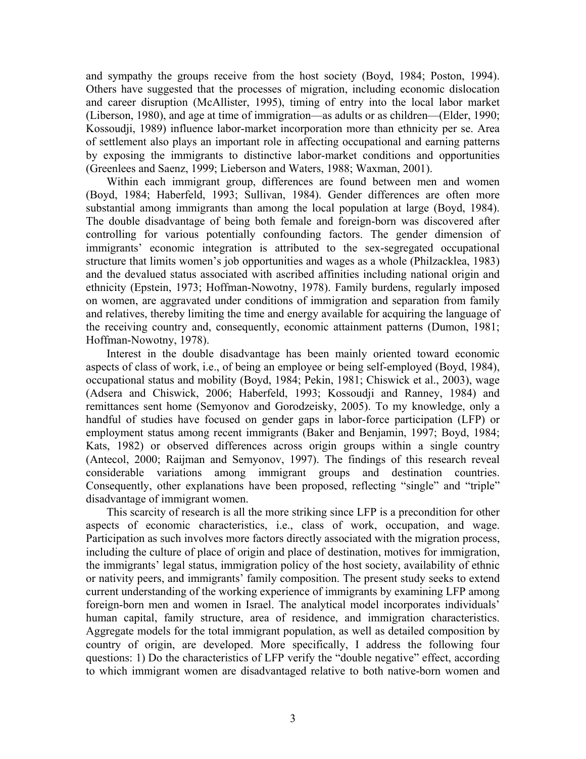and sympathy the groups receive from the host society (Boyd, 1984; Poston, 1994). Others have suggested that the processes of migration, including economic dislocation and career disruption (McAllister, 1995), timing of entry into the local labor market (Liberson, 1980), and age at time of immigration—as adults or as children—(Elder, 1990; Kossoudji, 1989) influence labor-market incorporation more than ethnicity per se. Area of settlement also plays an important role in affecting occupational and earning patterns by exposing the immigrants to distinctive labor-market conditions and opportunities (Greenlees and Saenz, 1999; Lieberson and Waters, 1988; Waxman, 2001).

Within each immigrant group, differences are found between men and women (Boyd, 1984; Haberfeld, 1993; Sullivan, 1984). Gender differences are often more substantial among immigrants than among the local population at large (Boyd, 1984). The double disadvantage of being both female and foreign-born was discovered after controlling for various potentially confounding factors. The gender dimension of immigrants' economic integration is attributed to the sex-segregated occupational structure that limits women's job opportunities and wages as a whole (Philzacklea, 1983) and the devalued status associated with ascribed affinities including national origin and ethnicity (Epstein, 1973; Hoffman-Nowotny, 1978). Family burdens, regularly imposed on women, are aggravated under conditions of immigration and separation from family and relatives, thereby limiting the time and energy available for acquiring the language of the receiving country and, consequently, economic attainment patterns (Dumon, 1981; Hoffman-Nowotny, 1978).

Interest in the double disadvantage has been mainly oriented toward economic aspects of class of work, i.e., of being an employee or being self-employed (Boyd, 1984), occupational status and mobility (Boyd, 1984; Pekin, 1981; Chiswick et al., 2003), wage (Adsera and Chiswick, 2006; Haberfeld, 1993; Kossoudji and Ranney, 1984) and remittances sent home (Semyonov and Gorodzeisky, 2005). To my knowledge, only a handful of studies have focused on gender gaps in labor-force participation (LFP) or employment status among recent immigrants (Baker and Benjamin, 1997; Boyd, 1984; Kats, 1982) or observed differences across origin groups within a single country (Antecol, 2000; Raijman and Semyonov, 1997). The findings of this research reveal considerable variations among immigrant groups and destination countries. Consequently, other explanations have been proposed, reflecting "single" and "triple" disadvantage of immigrant women.

This scarcity of research is all the more striking since LFP is a precondition for other aspects of economic characteristics, i.e., class of work, occupation, and wage. Participation as such involves more factors directly associated with the migration process, including the culture of place of origin and place of destination, motives for immigration, the immigrants' legal status, immigration policy of the host society, availability of ethnic or nativity peers, and immigrants' family composition. The present study seeks to extend current understanding of the working experience of immigrants by examining LFP among foreign-born men and women in Israel. The analytical model incorporates individuals' human capital, family structure, area of residence, and immigration characteristics. Aggregate models for the total immigrant population, as well as detailed composition by country of origin, are developed. More specifically, I address the following four questions: 1) Do the characteristics of LFP verify the "double negative" effect, according to which immigrant women are disadvantaged relative to both native-born women and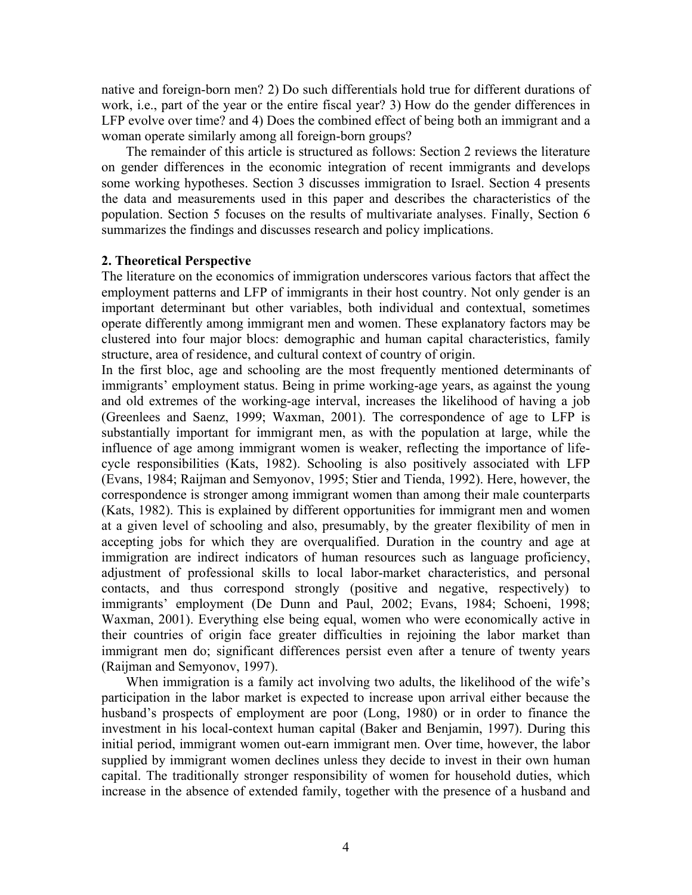native and foreign-born men? 2) Do such differentials hold true for different durations of work, i.e., part of the year or the entire fiscal year? 3) How do the gender differences in LFP evolve over time? and 4) Does the combined effect of being both an immigrant and a woman operate similarly among all foreign-born groups?

The remainder of this article is structured as follows: Section 2 reviews the literature on gender differences in the economic integration of recent immigrants and develops some working hypotheses. Section 3 discusses immigration to Israel. Section 4 presents the data and measurements used in this paper and describes the characteristics of the population. Section 5 focuses on the results of multivariate analyses. Finally, Section 6 summarizes the findings and discusses research and policy implications.

## 2. Theoretical Perspective

The literature on the economics of immigration underscores various factors that affect the employment patterns and LFP of immigrants in their host country. Not only gender is an important determinant but other variables, both individual and contextual, sometimes operate differently among immigrant men and women. These explanatory factors may be clustered into four major blocs: demographic and human capital characteristics, family structure, area of residence, and cultural context of country of origin.

In the first bloc, age and schooling are the most frequently mentioned determinants of immigrants' employment status. Being in prime working-age years, as against the young and old extremes of the working-age interval, increases the likelihood of having a job (Greenlees and Saenz, 1999; Waxman, 2001). The correspondence of age to LFP is substantially important for immigrant men, as with the population at large, while the influence of age among immigrant women is weaker, reflecting the importance of life-cycle responsibilities (Kats, 1982). Schooling is also positively associated with LFP (Evans, 1984; Raijman and Semyonov, 1995; Stier and Tienda, 1992). Here, however, the correspondence is stronger among immigrant women than among their male counterparts (Kats, 1982). This is explained by different opportunities for immigrant men and women at a given level of schooling and also, presumably, by the greater flexibility of men in accepting jobs for which they are overqualified. Duration in the country and age at immigration are indirect indicators of human resources such as language proficiency, adjustment of professional skills to local labor-market characteristics, and personal contacts, and thus correspond strongly (positive and negative, respectively) to immigrants' employment (De Dunn and Paul, 2002; Evans, 1984; Schoeni, 1998; Waxman, 2001). Everything else being equal, women who were economically active in their countries of origin face greater difficulties in rejoining the labor market than immigrant men do; significant differences persist even after a tenure of twenty years (Raijman and Semyonov, 1997).

When immigration is a family act involving two adults, the likelihood of the wife's participation in the labor market is expected to increase upon arrival either because the husband's prospects of employment are poor (Long, 1980) or in order to finance the investment in his local-context human capital (Baker and Benjamin, 1997). During this initial period, immigrant women out-earn immigrant men. Over time, however, the labor supplied by immigrant women declines unless they decide to invest in their own human capital. The traditionally stronger responsibility of women for household duties, which increase in the absence of extended family, together with the presence of a husband and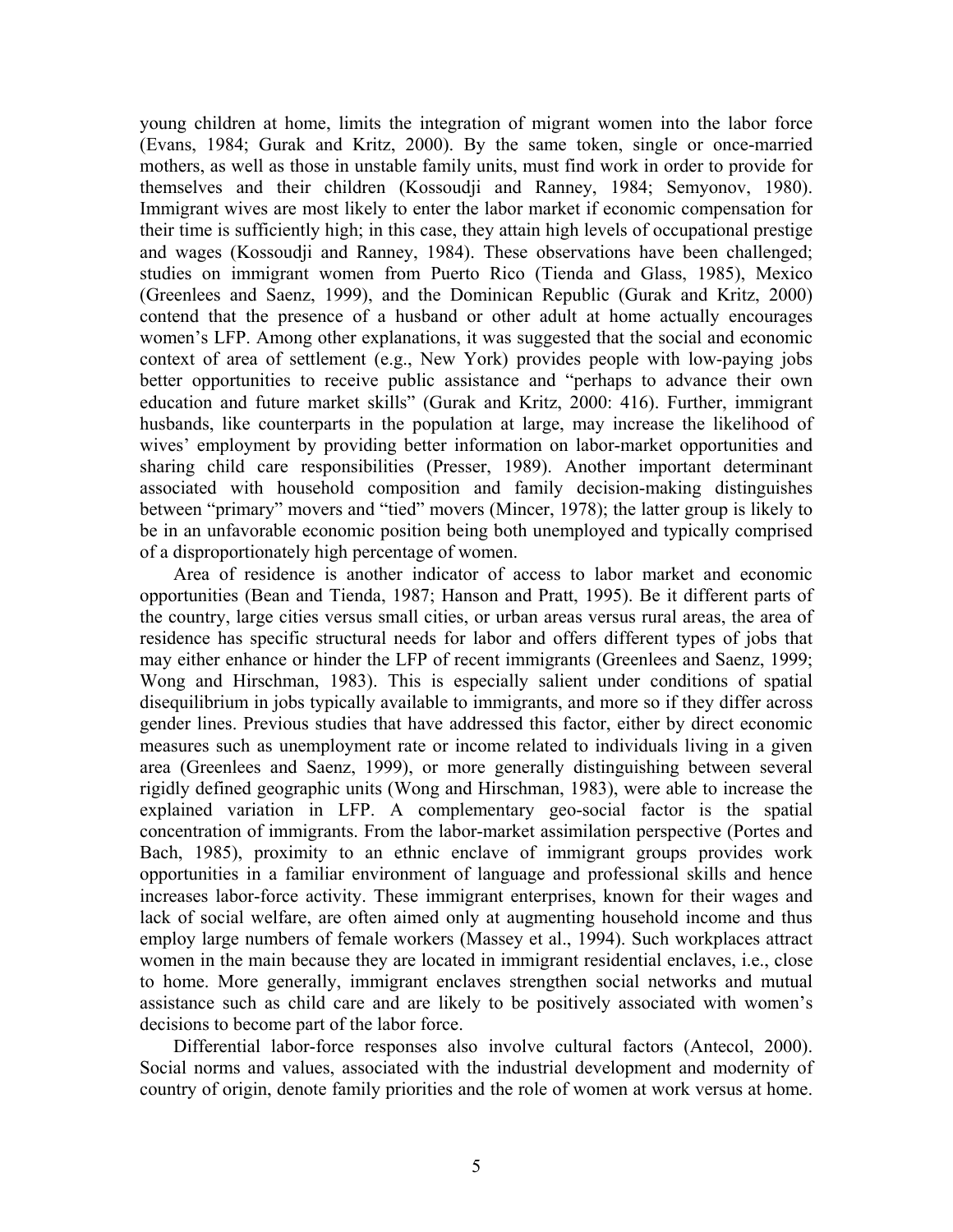young children at home, limits the integration of migrant women into the labor force (Evans, 1984; Gurak and Kritz, 2000). By the same token, single or once-married mothers, as well as those in unstable family units, must find work in order to provide for themselves and their children (Kossoudji and Ranney, 1984; Semyonov, 1980). Immigrant wives are most likely to enter the labor market if economic compensation for their time is sufficiently high; in this case, they attain high levels of occupational prestige and wages (Kossoudji and Ranney, 1984). These observations have been challenged; studies on immigrant women from Puerto Rico (Tienda and Glass, 1985), Mexico (Greenlees and Saenz, 1999), and the Dominican Republic (Gurak and Kritz, 2000) contend that the presence of a husband or other adult at home actually encourages women's LFP. Among other explanations, it was suggested that the social and economic context of area of settlement (e.g., New York) provides people with low-paying jobs better opportunities to receive public assistance and "perhaps to advance their own education and future market skills" (Gurak and Kritz, 2000: 416). Further, immigrant husbands, like counterparts in the population at large, may increase the likelihood of wives' employment by providing better information on labor-market opportunities and sharing child care responsibilities (Presser, 1989). Another important determinant associated with household composition and family decision-making distinguishes between "primary" movers and "tied" movers (Mincer, 1978); the latter group is likely to be in an unfavorable economic position being both unemployed and typically comprised of a disproportionately high percentage of women.

Area of residence is another indicator of access to labor market and economic opportunities (Bean and Tienda, 1987; Hanson and Pratt, 1995). Be it different parts of the country, large cities versus small cities, or urban areas versus rural areas, the area of residence has specific structural needs for labor and offers different types of jobs that may either enhance or hinder the LFP of recent immigrants (Greenlees and Saenz, 1999; Wong and Hirschman, 1983). This is especially salient under conditions of spatial disequilibrium in jobs typically available to immigrants, and more so if they differ across gender lines. Previous studies that have addressed this factor, either by direct economic measures such as unemployment rate or income related to individuals living in a given area (Greenlees and Saenz, 1999), or more generally distinguishing between several rigidly defined geographic units (Wong and Hirschman, 1983), were able to increase the explained variation in LFP. A complementary geo-social factor is the spatial concentration of immigrants. From the labor-market assimilation perspective (Portes and Bach, 1985), proximity to an ethnic enclave of immigrant groups provides work opportunities in a familiar environment of language and professional skills and hence increases labor-force activity. These immigrant enterprises, known for their wages and lack of social welfare, are often aimed only at augmenting household income and thus employ large numbers of female workers (Massey et al., 1994). Such workplaces attract women in the main because they are located in immigrant residential enclaves, i.e., close to home. More generally, immigrant enclaves strengthen social networks and mutual assistance such as child care and are likely to be positively associated with women's decisions to become part of the labor force.

Differential labor-force responses also involve cultural factors (Antecol, 2000). Social norms and values, associated with the industrial development and modernity of country of origin, denote family priorities and the role of women at work versus at home.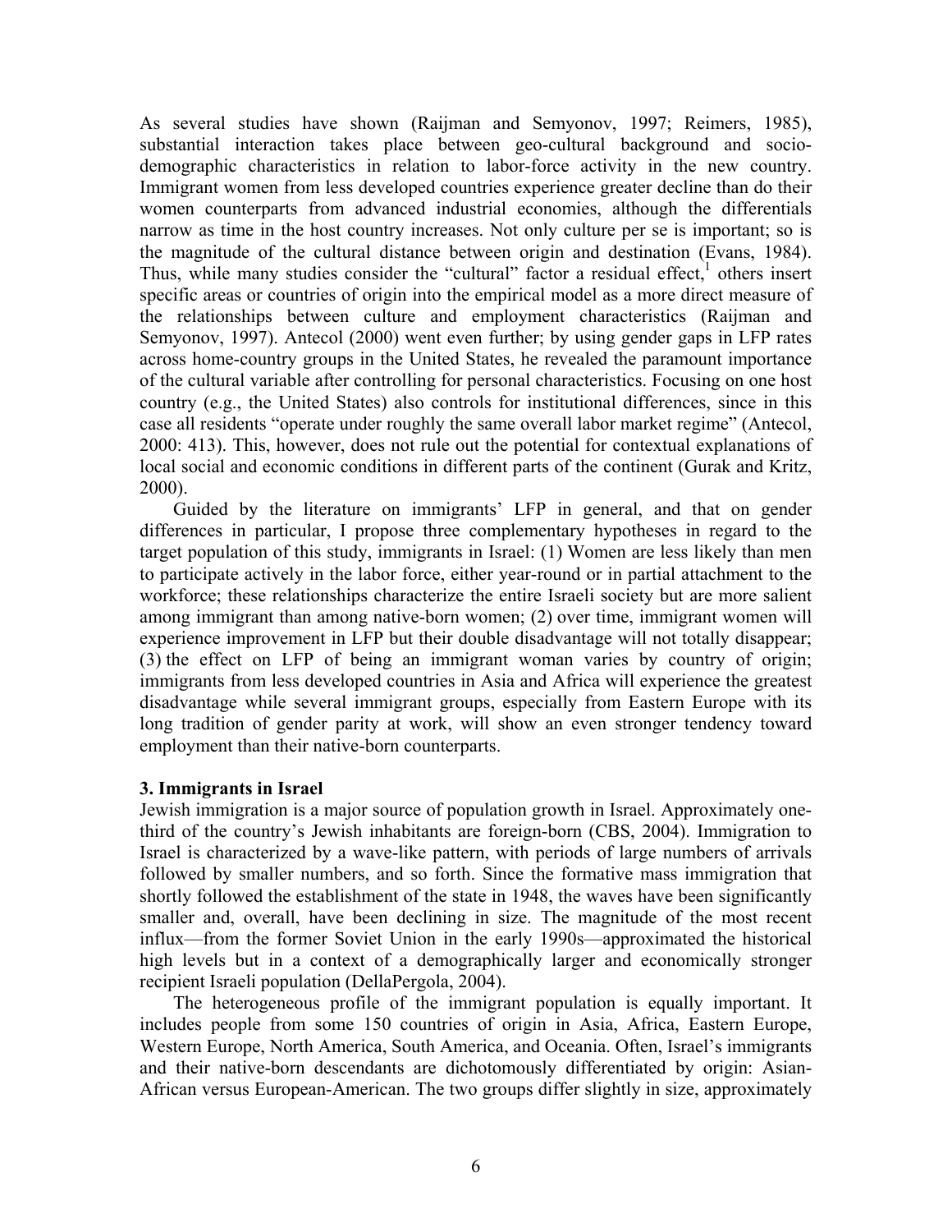As several studies have shown (Raijman and Semyonov, 1997; Reimers, 1985), substantial interaction takes place between geo-cultural background and socio-demographic characteristics in relation to labor-force activity in the new country. Immigrant women from less developed countries experience greater decline than do their women counterparts from advanced industrial economies, although the differentials narrow as time in the host country increases. Not only culture per se is important; so is the magnitude of the cultural distance between origin and destination (Evans, 1984). Thus, while many studies consider the "cultural" factor a residual effect,[1] others insert specific areas or countries of origin into the empirical model as a more direct measure of the relationships between culture and employment characteristics (Raijman and Semyonov, 1997). Antecol (2000) went even further; by using gender gaps in LFP rates across home-country groups in the United States, he revealed the paramount importance of the cultural variable after controlling for personal characteristics. Focusing on one host country (e.g., the United States) also controls for institutional differences, since in this case all residents "operate under roughly the same overall labor market regime" (Antecol, 2000: 413). This, however, does not rule out the potential for contextual explanations of local social and economic conditions in different parts of the continent (Gurak and Kritz, 2000).

Guided by the literature on immigrants' LFP in general, and that on gender differences in particular, I propose three complementary hypotheses in regard to the target population of this study, immigrants in Israel: (1) Women are less likely than men to participate actively in the labor force, either year-round or in partial attachment to the workforce; these relationships characterize the entire Israeli society but are more salient among immigrant than among native-born women; (2) over time, immigrant women will experience improvement in LFP but their double disadvantage will not totally disappear; (3) the effect on LFP of being an immigrant woman varies by country of origin; immigrants from less developed countries in Asia and Africa will experience the greatest disadvantage while several immigrant groups, especially from Eastern Europe with its long tradition of gender parity at work, will show an even stronger tendency toward employment than their native-born counterparts.

## 3. Immigrants in Israel

Jewish immigration is a major source of population growth in Israel. Approximately one-third of the country's Jewish inhabitants are foreign-born (CBS, 2004). Immigration to Israel is characterized by a wave-like pattern, with periods of large numbers of arrivals followed by smaller numbers, and so forth. Since the formative mass immigration that shortly followed the establishment of the state in 1948, the waves have been significantly smaller and, overall, have been declining in size. The magnitude of the most recent influx—from the former Soviet Union in the early 1990s—approximated the historical high levels but in a context of a demographically larger and economically stronger recipient Israeli population (DellaPergola, 2004).

The heterogeneous profile of the immigrant population is equally important. It includes people from some 150 countries of origin in Asia, Africa, Eastern Europe, Western Europe, North America, South America, and Oceania. Often, Israel's immigrants and their native-born descendants are dichotomously differentiated by origin: Asian-African versus European-American. The two groups differ slightly in size, approximately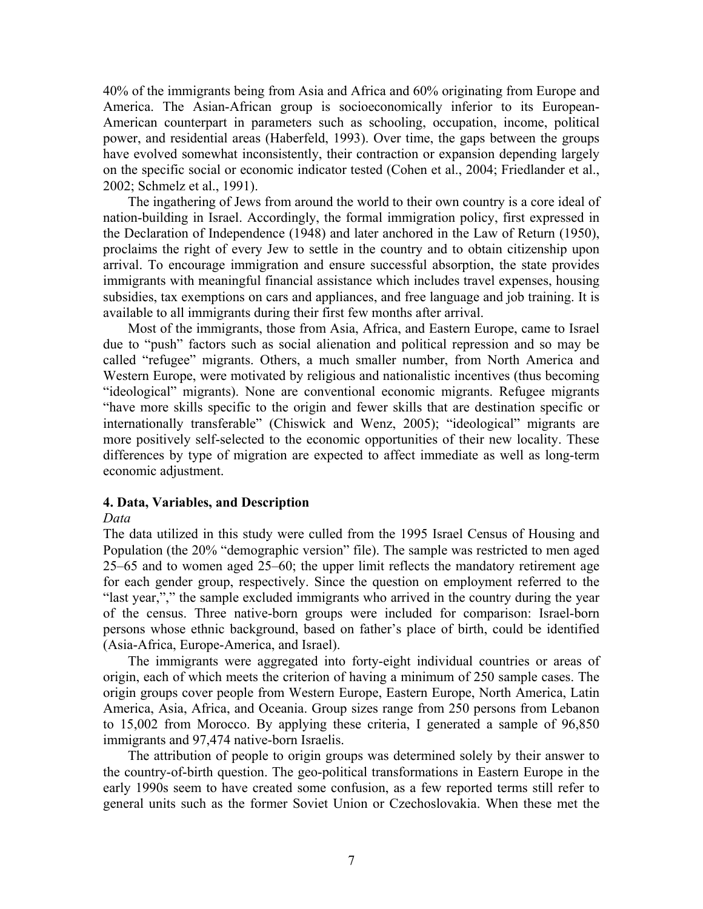40% of the immigrants being from Asia and Africa and 60% originating from Europe and America. The Asian-African group is socioeconomically inferior to its European-American counterpart in parameters such as schooling, occupation, income, political power, and residential areas (Haberfeld, 1993). Over time, the gaps between the groups have evolved somewhat inconsistently, their contraction or expansion depending largely on the specific social or economic indicator tested (Cohen et al., 2004; Friedlander et al., 2002; Schmelz et al., 1991).

The ingathering of Jews from around the world to their own country is a core ideal of nation-building in Israel. Accordingly, the formal immigration policy, first expressed in the Declaration of Independence (1948) and later anchored in the Law of Return (1950), proclaims the right of every Jew to settle in the country and to obtain citizenship upon arrival. To encourage immigration and ensure successful absorption, the state provides immigrants with meaningful financial assistance which includes travel expenses, housing subsidies, tax exemptions on cars and appliances, and free language and job training. It is available to all immigrants during their first few months after arrival.

Most of the immigrants, those from Asia, Africa, and Eastern Europe, came to Israel due to "push" factors such as social alienation and political repression and so may be called "refugee" migrants. Others, a much smaller number, from North America and Western Europe, were motivated by religious and nationalistic incentives (thus becoming "ideological" migrants). None are conventional economic migrants. Refugee migrants "have more skills specific to the origin and fewer skills that are destination specific or internationally transferable" (Chiswick and Wenz, 2005); "ideological" migrants are more positively self-selected to the economic opportunities of their new locality. These differences by type of migration are expected to affect immediate as well as long-term economic adjustment.

## 4. Data, Variables, and Description

*Data*

The data utilized in this study were culled from the 1995 Israel Census of Housing and Population (the 20% "demographic version" file). The sample was restricted to men aged 25–65 and to women aged 25–60; the upper limit reflects the mandatory retirement age for each gender group, respectively. Since the question on employment referred to the "last year,"," the sample excluded immigrants who arrived in the country during the year of the census. Three native-born groups were included for comparison: Israel-born persons whose ethnic background, based on father's place of birth, could be identified (Asia-Africa, Europe-America, and Israel).

The immigrants were aggregated into forty-eight individual countries or areas of origin, each of which meets the criterion of having a minimum of 250 sample cases. The origin groups cover people from Western Europe, Eastern Europe, North America, Latin America, Asia, Africa, and Oceania. Group sizes range from 250 persons from Lebanon to 15,002 from Morocco. By applying these criteria, I generated a sample of 96,850 immigrants and 97,474 native-born Israelis.

The attribution of people to origin groups was determined solely by their answer to the country-of-birth question. The geo-political transformations in Eastern Europe in the early 1990s seem to have created some confusion, as a few reported terms still refer to general units such as the former Soviet Union or Czechoslovakia. When these met the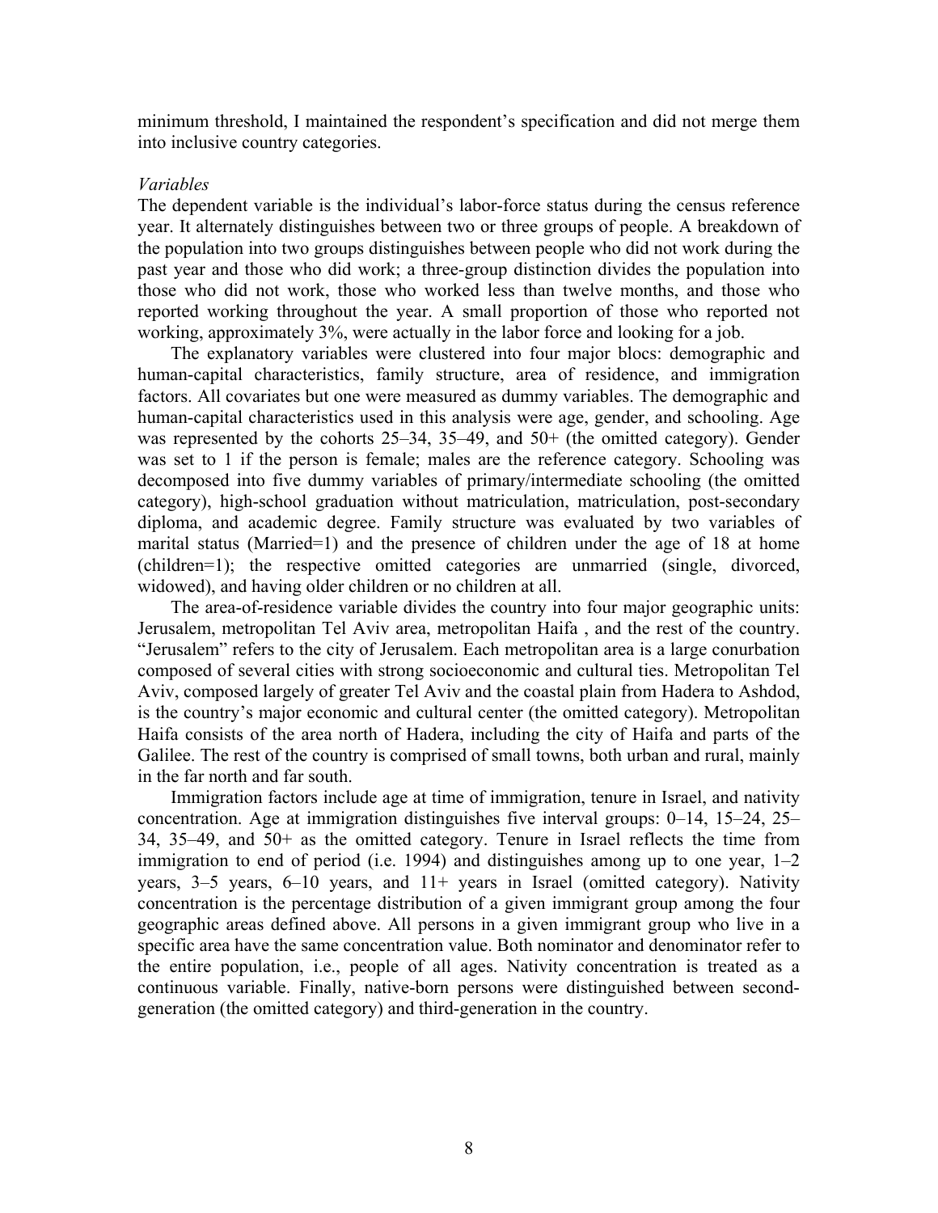minimum threshold, I maintained the respondent's specification and did not merge them into inclusive country categories.

*Variables*

The dependent variable is the individual's labor-force status during the census reference year. It alternately distinguishes between two or three groups of people. A breakdown of the population into two groups distinguishes between people who did not work during the past year and those who did work; a three-group distinction divides the population into those who did not work, those who worked less than twelve months, and those who reported working throughout the year. A small proportion of those who reported not working, approximately 3%, were actually in the labor force and looking for a job.

The explanatory variables were clustered into four major blocs: demographic and human-capital characteristics, family structure, area of residence, and immigration factors. All covariates but one were measured as dummy variables. The demographic and human-capital characteristics used in this analysis were age, gender, and schooling. Age was represented by the cohorts 25–34, 35–49, and 50+ (the omitted category). Gender was set to 1 if the person is female; males are the reference category. Schooling was decomposed into five dummy variables of primary/intermediate schooling (the omitted category), high-school graduation without matriculation, matriculation, post-secondary diploma, and academic degree. Family structure was evaluated by two variables of marital status (Married=1) and the presence of children under the age of 18 at home (children=1); the respective omitted categories are unmarried (single, divorced, widowed), and having older children or no children at all.

The area-of-residence variable divides the country into four major geographic units: Jerusalem, metropolitan Tel Aviv area, metropolitan Haifa , and the rest of the country. "Jerusalem" refers to the city of Jerusalem. Each metropolitan area is a large conurbation composed of several cities with strong socioeconomic and cultural ties. Metropolitan Tel Aviv, composed largely of greater Tel Aviv and the coastal plain from Hadera to Ashdod, is the country's major economic and cultural center (the omitted category). Metropolitan Haifa consists of the area north of Hadera, including the city of Haifa and parts of the Galilee. The rest of the country is comprised of small towns, both urban and rural, mainly in the far north and far south.

Immigration factors include age at time of immigration, tenure in Israel, and nativity concentration. Age at immigration distinguishes five interval groups: 0–14, 15–24, 25–34, 35–49, and 50+ as the omitted category. Tenure in Israel reflects the time from immigration to end of period (i.e. 1994) and distinguishes among up to one year, 1–2 years, 3–5 years, 6–10 years, and 11+ years in Israel (omitted category). Nativity concentration is the percentage distribution of a given immigrant group among the four geographic areas defined above. All persons in a given immigrant group who live in a specific area have the same concentration value. Both nominator and denominator refer to the entire population, i.e., people of all ages. Nativity concentration is treated as a continuous variable. Finally, native-born persons were distinguished between second-generation (the omitted category) and third-generation in the country.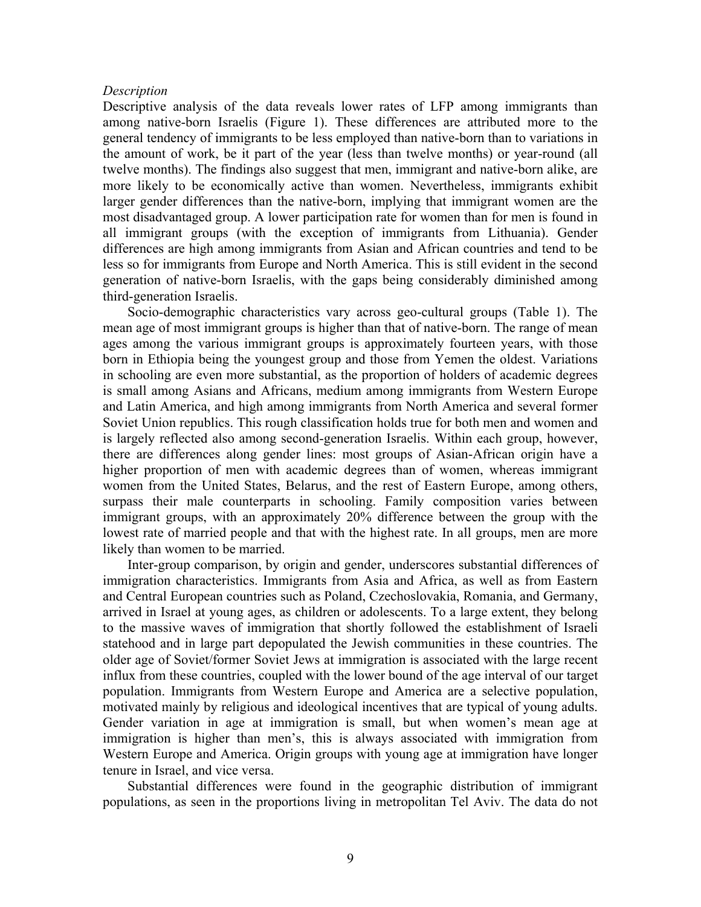*Description*

Descriptive analysis of the data reveals lower rates of LFP among immigrants than among native-born Israelis (Figure 1). These differences are attributed more to the general tendency of immigrants to be less employed than native-born than to variations in the amount of work, be it part of the year (less than twelve months) or year-round (all twelve months). The findings also suggest that men, immigrant and native-born alike, are more likely to be economically active than women. Nevertheless, immigrants exhibit larger gender differences than the native-born, implying that immigrant women are the most disadvantaged group. A lower participation rate for women than for men is found in all immigrant groups (with the exception of immigrants from Lithuania). Gender differences are high among immigrants from Asian and African countries and tend to be less so for immigrants from Europe and North America. This is still evident in the second generation of native-born Israelis, with the gaps being considerably diminished among third-generation Israelis.

Socio-demographic characteristics vary across geo-cultural groups (Table 1). The mean age of most immigrant groups is higher than that of native-born. The range of mean ages among the various immigrant groups is approximately fourteen years, with those born in Ethiopia being the youngest group and those from Yemen the oldest. Variations in schooling are even more substantial, as the proportion of holders of academic degrees is small among Asians and Africans, medium among immigrants from Western Europe and Latin America, and high among immigrants from North America and several former Soviet Union republics. This rough classification holds true for both men and women and is largely reflected also among second-generation Israelis. Within each group, however, there are differences along gender lines: most groups of Asian-African origin have a higher proportion of men with academic degrees than of women, whereas immigrant women from the United States, Belarus, and the rest of Eastern Europe, among others, surpass their male counterparts in schooling. Family composition varies between immigrant groups, with an approximately 20% difference between the group with the lowest rate of married people and that with the highest rate. In all groups, men are more likely than women to be married.

Inter-group comparison, by origin and gender, underscores substantial differences of immigration characteristics. Immigrants from Asia and Africa, as well as from Eastern and Central European countries such as Poland, Czechoslovakia, Romania, and Germany, arrived in Israel at young ages, as children or adolescents. To a large extent, they belong to the massive waves of immigration that shortly followed the establishment of Israeli statehood and in large part depopulated the Jewish communities in these countries. The older age of Soviet/former Soviet Jews at immigration is associated with the large recent influx from these countries, coupled with the lower bound of the age interval of our target population. Immigrants from Western Europe and America are a selective population, motivated mainly by religious and ideological incentives that are typical of young adults. Gender variation in age at immigration is small, but when women's mean age at immigration is higher than men's, this is always associated with immigration from Western Europe and America. Origin groups with young age at immigration have longer tenure in Israel, and vice versa.

Substantial differences were found in the geographic distribution of immigrant populations, as seen in the proportions living in metropolitan Tel Aviv. The data do not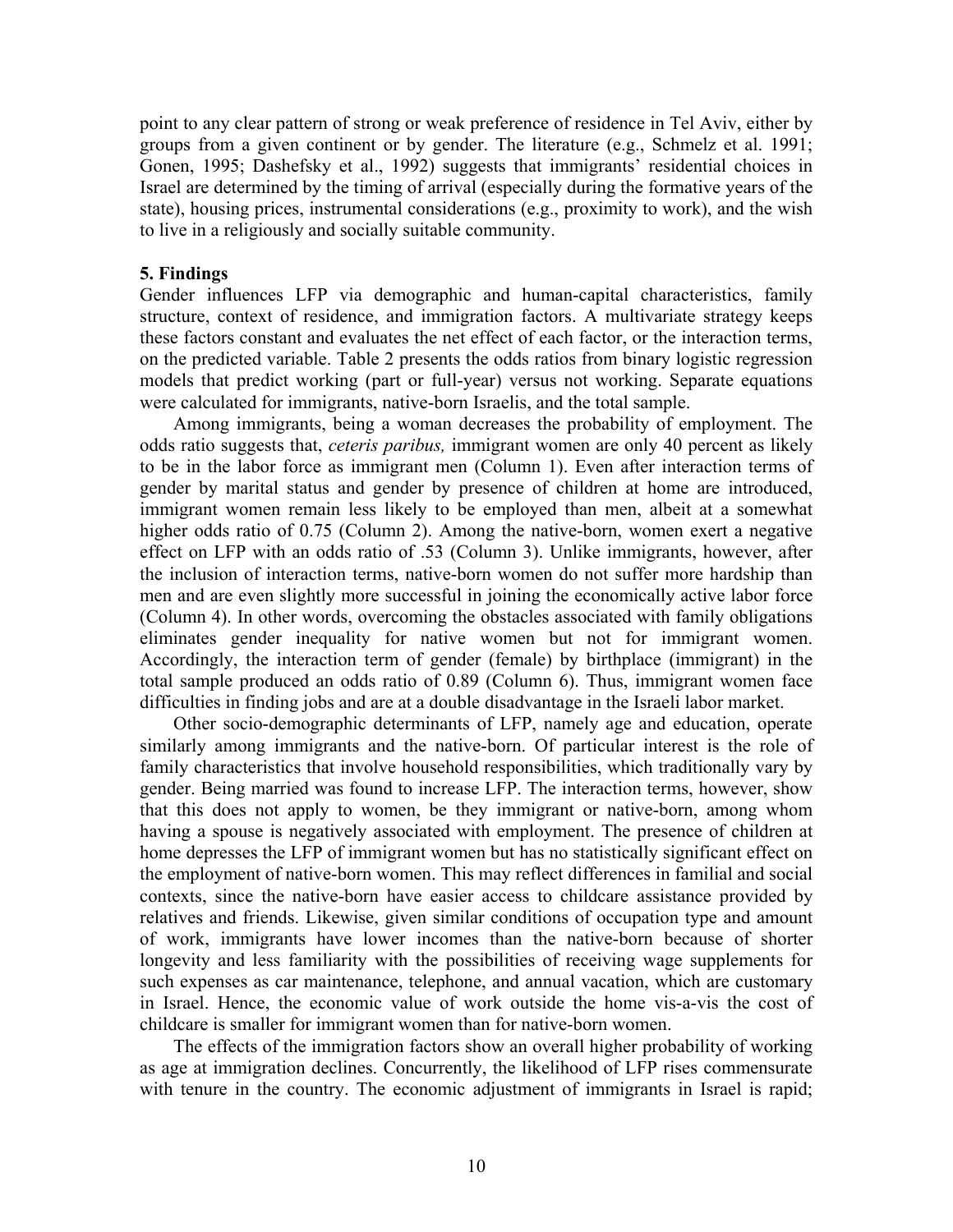point to any clear pattern of strong or weak preference of residence in Tel Aviv, either by groups from a given continent or by gender. The literature (e.g., Schmelz et al. 1991; Gonen, 1995; Dashefsky et al., 1992) suggests that immigrants' residential choices in Israel are determined by the timing of arrival (especially during the formative years of the state), housing prices, instrumental considerations (e.g., proximity to work), and the wish to live in a religiously and socially suitable community.

## 5. Findings

Gender influences LFP via demographic and human-capital characteristics, family structure, context of residence, and immigration factors. A multivariate strategy keeps these factors constant and evaluates the net effect of each factor, or the interaction terms, on the predicted variable. Table 2 presents the odds ratios from binary logistic regression models that predict working (part or full-year) versus not working. Separate equations were calculated for immigrants, native-born Israelis, and the total sample.

Among immigrants, being a woman decreases the probability of employment. The odds ratio suggests that, *ceteris paribus,* immigrant women are only 40 percent as likely to be in the labor force as immigrant men (Column 1). Even after interaction terms of gender by marital status and gender by presence of children at home are introduced, immigrant women remain less likely to be employed than men, albeit at a somewhat higher odds ratio of 0.75 (Column 2). Among the native-born, women exert a negative effect on LFP with an odds ratio of .53 (Column 3). Unlike immigrants, however, after the inclusion of interaction terms, native-born women do not suffer more hardship than men and are even slightly more successful in joining the economically active labor force (Column 4). In other words, overcoming the obstacles associated with family obligations eliminates gender inequality for native women but not for immigrant women. Accordingly, the interaction term of gender (female) by birthplace (immigrant) in the total sample produced an odds ratio of 0.89 (Column 6). Thus, immigrant women face difficulties in finding jobs and are at a double disadvantage in the Israeli labor market.

Other socio-demographic determinants of LFP, namely age and education, operate similarly among immigrants and the native-born. Of particular interest is the role of family characteristics that involve household responsibilities, which traditionally vary by gender. Being married was found to increase LFP. The interaction terms, however, show that this does not apply to women, be they immigrant or native-born, among whom having a spouse is negatively associated with employment. The presence of children at home depresses the LFP of immigrant women but has no statistically significant effect on the employment of native-born women. This may reflect differences in familial and social contexts, since the native-born have easier access to childcare assistance provided by relatives and friends. Likewise, given similar conditions of occupation type and amount of work, immigrants have lower incomes than the native-born because of shorter longevity and less familiarity with the possibilities of receiving wage supplements for such expenses as car maintenance, telephone, and annual vacation, which are customary in Israel. Hence, the economic value of work outside the home vis-a-vis the cost of childcare is smaller for immigrant women than for native-born women.

The effects of the immigration factors show an overall higher probability of working as age at immigration declines. Concurrently, the likelihood of LFP rises commensurate with tenure in the country. The economic adjustment of immigrants in Israel is rapid;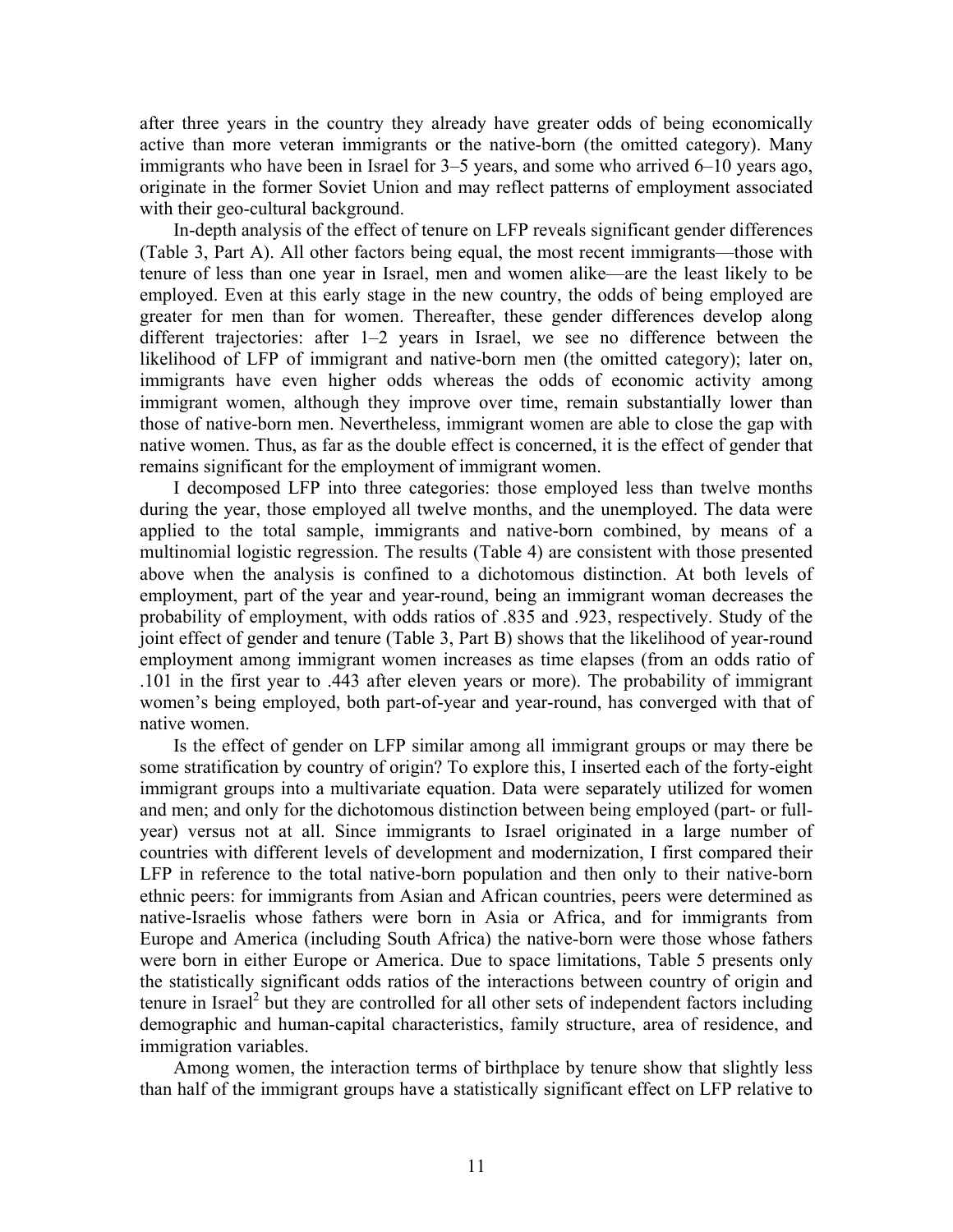after three years in the country they already have greater odds of being economically active than more veteran immigrants or the native-born (the omitted category). Many immigrants who have been in Israel for 3–5 years, and some who arrived 6–10 years ago, originate in the former Soviet Union and may reflect patterns of employment associated with their geo-cultural background.

In-depth analysis of the effect of tenure on LFP reveals significant gender differences (Table 3, Part A). All other factors being equal, the most recent immigrants—those with tenure of less than one year in Israel, men and women alike—are the least likely to be employed. Even at this early stage in the new country, the odds of being employed are greater for men than for women. Thereafter, these gender differences develop along different trajectories: after 1–2 years in Israel, we see no difference between the likelihood of LFP of immigrant and native-born men (the omitted category); later on, immigrants have even higher odds whereas the odds of economic activity among immigrant women, although they improve over time, remain substantially lower than those of native-born men. Nevertheless, immigrant women are able to close the gap with native women. Thus, as far as the double effect is concerned, it is the effect of gender that remains significant for the employment of immigrant women.

I decomposed LFP into three categories: those employed less than twelve months during the year, those employed all twelve months, and the unemployed. The data were applied to the total sample, immigrants and native-born combined, by means of a multinomial logistic regression. The results (Table 4) are consistent with those presented above when the analysis is confined to a dichotomous distinction. At both levels of employment, part of the year and year-round, being an immigrant woman decreases the probability of employment, with odds ratios of .835 and .923, respectively. Study of the joint effect of gender and tenure (Table 3, Part B) shows that the likelihood of year-round employment among immigrant women increases as time elapses (from an odds ratio of .101 in the first year to .443 after eleven years or more). The probability of immigrant women's being employed, both part-of-year and year-round, has converged with that of native women.

Is the effect of gender on LFP similar among all immigrant groups or may there be some stratification by country of origin? To explore this, I inserted each of the forty-eight immigrant groups into a multivariate equation. Data were separately utilized for women and men; and only for the dichotomous distinction between being employed (part- or full-year) versus not at all. Since immigrants to Israel originated in a large number of countries with different levels of development and modernization, I first compared their LFP in reference to the total native-born population and then only to their native-born ethnic peers: for immigrants from Asian and African countries, peers were determined as native-Israelis whose fathers were born in Asia or Africa, and for immigrants from Europe and America (including South Africa) the native-born were those whose fathers were born in either Europe or America. Due to space limitations, Table 5 presents only the statistically significant odds ratios of the interactions between country of origin and tenure in Israel[2] but they are controlled for all other sets of independent factors including demographic and human-capital characteristics, family structure, area of residence, and immigration variables.

Among women, the interaction terms of birthplace by tenure show that slightly less than half of the immigrant groups have a statistically significant effect on LFP relative to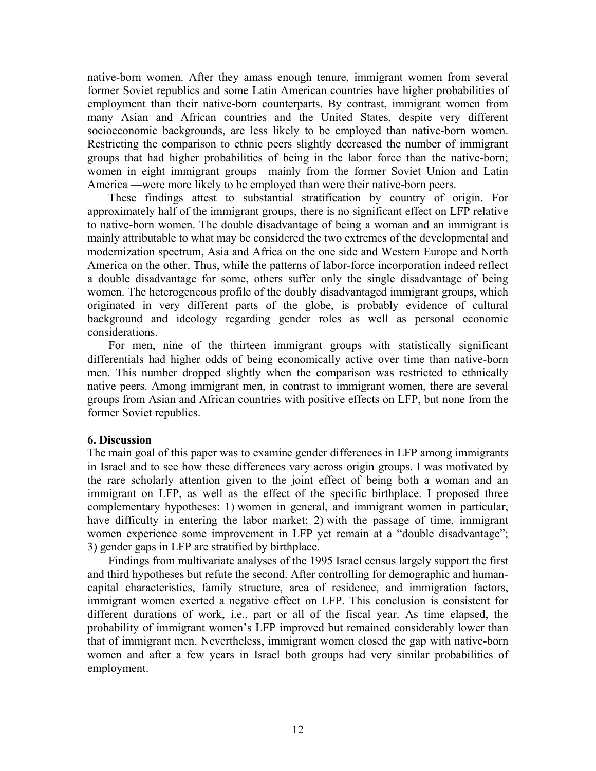native-born women. After they amass enough tenure, immigrant women from several former Soviet republics and some Latin American countries have higher probabilities of employment than their native-born counterparts. By contrast, immigrant women from many Asian and African countries and the United States, despite very different socioeconomic backgrounds, are less likely to be employed than native-born women. Restricting the comparison to ethnic peers slightly decreased the number of immigrant groups that had higher probabilities of being in the labor force than the native-born; women in eight immigrant groups—mainly from the former Soviet Union and Latin America —were more likely to be employed than were their native-born peers.

These findings attest to substantial stratification by country of origin. For approximately half of the immigrant groups, there is no significant effect on LFP relative to native-born women. The double disadvantage of being a woman and an immigrant is mainly attributable to what may be considered the two extremes of the developmental and modernization spectrum, Asia and Africa on the one side and Western Europe and North America on the other. Thus, while the patterns of labor-force incorporation indeed reflect a double disadvantage for some, others suffer only the single disadvantage of being women. The heterogeneous profile of the doubly disadvantaged immigrant groups, which originated in very different parts of the globe, is probably evidence of cultural background and ideology regarding gender roles as well as personal economic considerations.

For men, nine of the thirteen immigrant groups with statistically significant differentials had higher odds of being economically active over time than native-born men. This number dropped slightly when the comparison was restricted to ethnically native peers. Among immigrant men, in contrast to immigrant women, there are several groups from Asian and African countries with positive effects on LFP, but none from the former Soviet republics.

## 6. Discussion

The main goal of this paper was to examine gender differences in LFP among immigrants in Israel and to see how these differences vary across origin groups. I was motivated by the rare scholarly attention given to the joint effect of being both a woman and an immigrant on LFP, as well as the effect of the specific birthplace. I proposed three complementary hypotheses: 1) women in general, and immigrant women in particular, have difficulty in entering the labor market; 2) with the passage of time, immigrant women experience some improvement in LFP yet remain at a "double disadvantage"; 3) gender gaps in LFP are stratified by birthplace.

Findings from multivariate analyses of the 1995 Israel census largely support the first and third hypotheses but refute the second. After controlling for demographic and human-capital characteristics, family structure, area of residence, and immigration factors, immigrant women exerted a negative effect on LFP. This conclusion is consistent for different durations of work, i.e., part or all of the fiscal year. As time elapsed, the probability of immigrant women's LFP improved but remained considerably lower than that of immigrant men. Nevertheless, immigrant women closed the gap with native-born women and after a few years in Israel both groups had very similar probabilities of employment.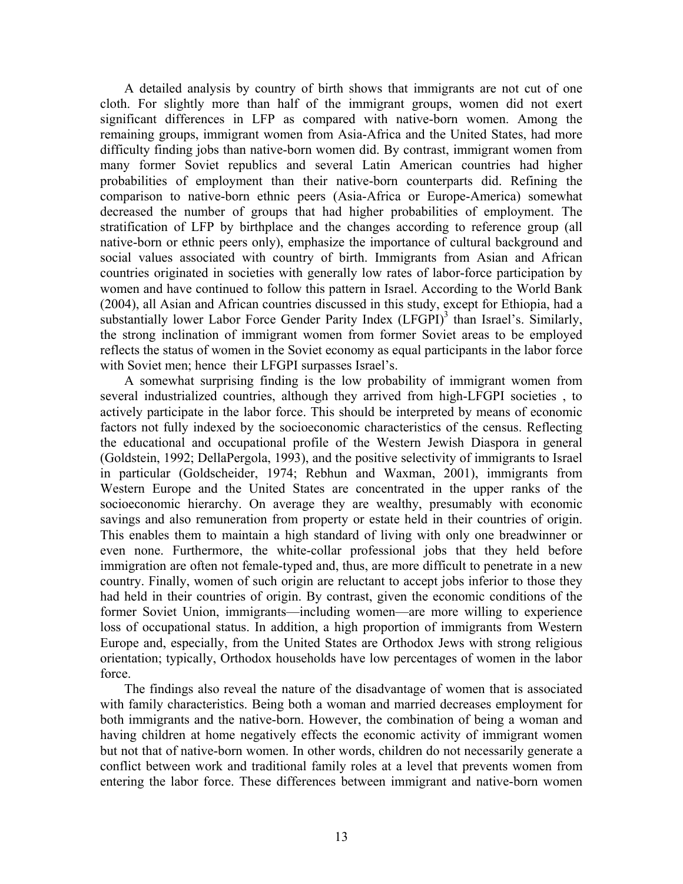A detailed analysis by country of birth shows that immigrants are not cut of one cloth. For slightly more than half of the immigrant groups, women did not exert significant differences in LFP as compared with native-born women. Among the remaining groups, immigrant women from Asia-Africa and the United States, had more difficulty finding jobs than native-born women did. By contrast, immigrant women from many former Soviet republics and several Latin American countries had higher probabilities of employment than their native-born counterparts did. Refining the comparison to native-born ethnic peers (Asia-Africa or Europe-America) somewhat decreased the number of groups that had higher probabilities of employment. The stratification of LFP by birthplace and the changes according to reference group (all native-born or ethnic peers only), emphasize the importance of cultural background and social values associated with country of birth. Immigrants from Asian and African countries originated in societies with generally low rates of labor-force participation by women and have continued to follow this pattern in Israel. According to the World Bank (2004), all Asian and African countries discussed in this study, except for Ethiopia, had a substantially lower Labor Force Gender Parity Index (LFGPI)[3] than Israel's. Similarly, the strong inclination of immigrant women from former Soviet areas to be employed reflects the status of women in the Soviet economy as equal participants in the labor force with Soviet men; hence their LFGPI surpasses Israel's.

A somewhat surprising finding is the low probability of immigrant women from several industrialized countries, although they arrived from high-LFGPI societies , to actively participate in the labor force. This should be interpreted by means of economic factors not fully indexed by the socioeconomic characteristics of the census. Reflecting the educational and occupational profile of the Western Jewish Diaspora in general (Goldstein, 1992; DellaPergola, 1993), and the positive selectivity of immigrants to Israel in particular (Goldscheider, 1974; Rebhun and Waxman, 2001), immigrants from Western Europe and the United States are concentrated in the upper ranks of the socioeconomic hierarchy. On average they are wealthy, presumably with economic savings and also remuneration from property or estate held in their countries of origin. This enables them to maintain a high standard of living with only one breadwinner or even none. Furthermore, the white-collar professional jobs that they held before immigration are often not female-typed and, thus, are more difficult to penetrate in a new country. Finally, women of such origin are reluctant to accept jobs inferior to those they had held in their countries of origin. By contrast, given the economic conditions of the former Soviet Union, immigrants—including women—are more willing to experience loss of occupational status. In addition, a high proportion of immigrants from Western Europe and, especially, from the United States are Orthodox Jews with strong religious orientation; typically, Orthodox households have low percentages of women in the labor force.

The findings also reveal the nature of the disadvantage of women that is associated with family characteristics. Being both a woman and married decreases employment for both immigrants and the native-born. However, the combination of being a woman and having children at home negatively effects the economic activity of immigrant women but not that of native-born women. In other words, children do not necessarily generate a conflict between work and traditional family roles at a level that prevents women from entering the labor force. These differences between immigrant and native-born women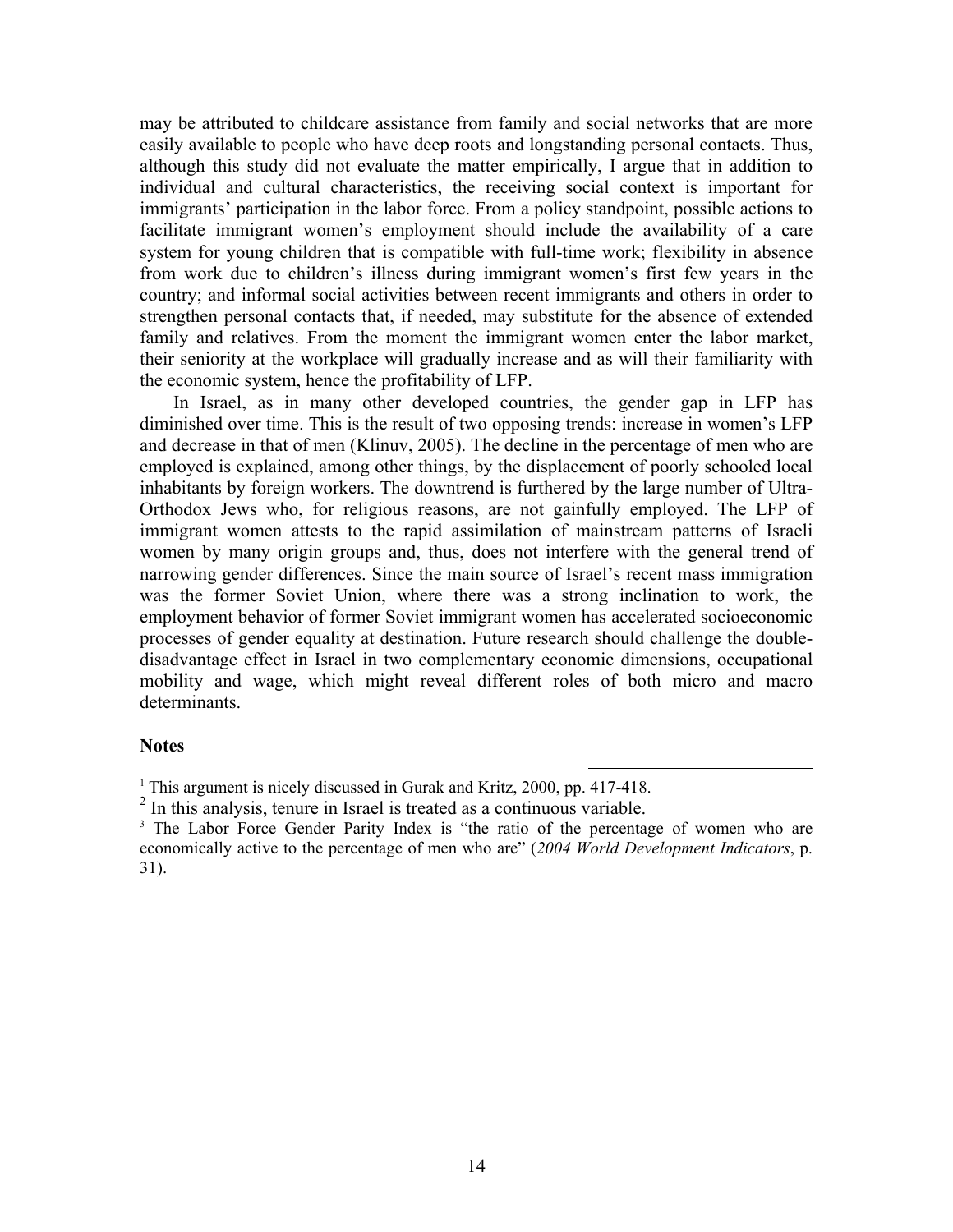may be attributed to childcare assistance from family and social networks that are more easily available to people who have deep roots and longstanding personal contacts. Thus, although this study did not evaluate the matter empirically, I argue that in addition to individual and cultural characteristics, the receiving social context is important for immigrants' participation in the labor force. From a policy standpoint, possible actions to facilitate immigrant women's employment should include the availability of a care system for young children that is compatible with full-time work; flexibility in absence from work due to children's illness during immigrant women's first few years in the country; and informal social activities between recent immigrants and others in order to strengthen personal contacts that, if needed, may substitute for the absence of extended family and relatives. From the moment the immigrant women enter the labor market, their seniority at the workplace will gradually increase and as will their familiarity with the economic system, hence the profitability of LFP.

In Israel, as in many other developed countries, the gender gap in LFP has diminished over time. This is the result of two opposing trends: increase in women's LFP and decrease in that of men (Klinuv, 2005). The decline in the percentage of men who are employed is explained, among other things, by the displacement of poorly schooled local inhabitants by foreign workers. The downtrend is furthered by the large number of Ultra-Orthodox Jews who, for religious reasons, are not gainfully employed. The LFP of immigrant women attests to the rapid assimilation of mainstream patterns of Israeli women by many origin groups and, thus, does not interfere with the general trend of narrowing gender differences. Since the main source of Israel's recent mass immigration was the former Soviet Union, where there was a strong inclination to work, the employment behavior of former Soviet immigrant women has accelerated socioeconomic processes of gender equality at destination. Future research should challenge the double-disadvantage effect in Israel in two complementary economic dimensions, occupational mobility and wage, which might reveal different roles of both micro and macro determinants.

**Notes**

[1] This argument is nicely discussed in Gurak and Kritz, 2000, pp. 417-418.

[2] In this analysis, tenure in Israel is treated as a continuous variable.

[3] The Labor Force Gender Parity Index is "the ratio of the percentage of women who are economically active to the percentage of men who are" (*2004 World Development Indicators*, p. 31).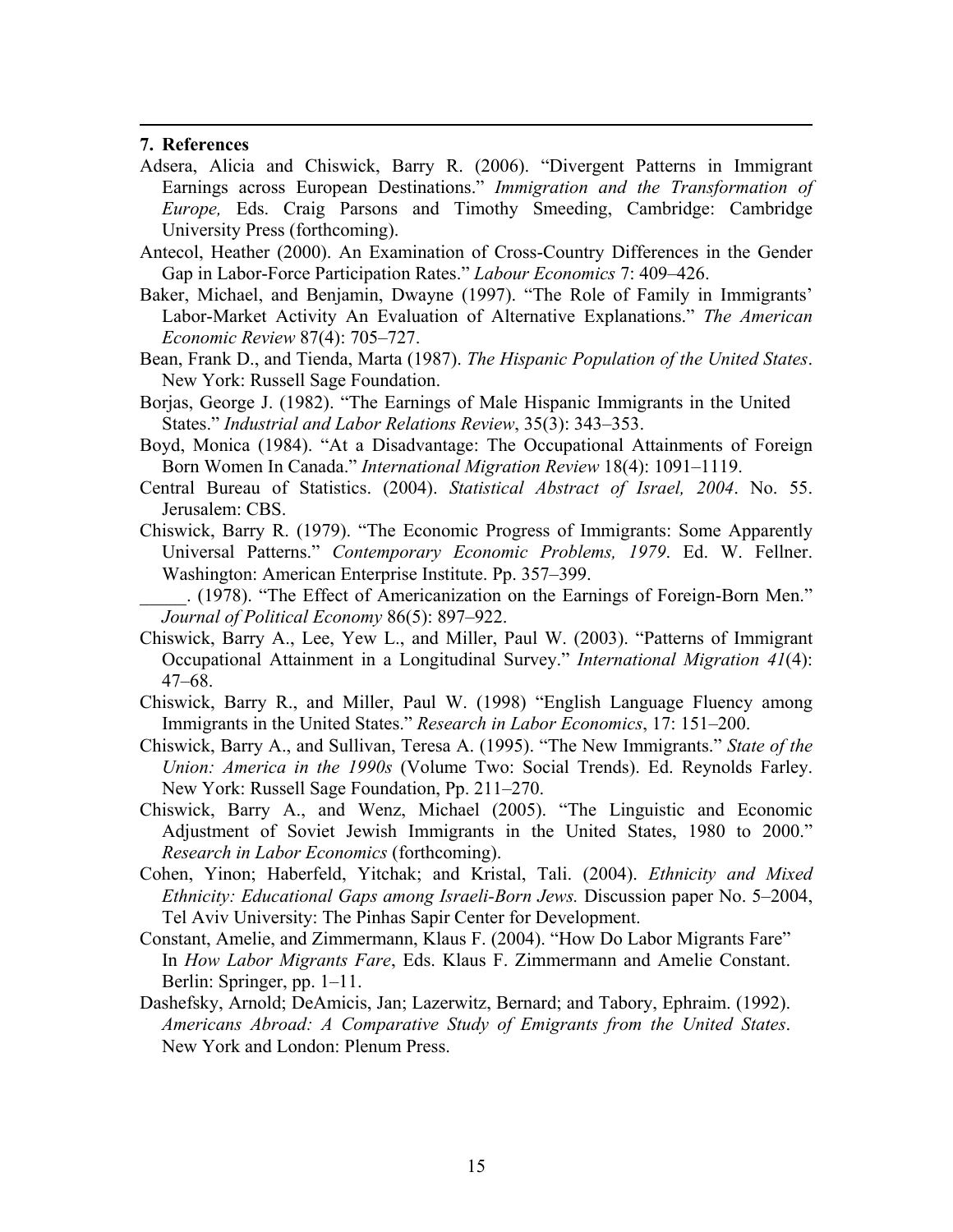## 7. References

Adsera, Alicia and Chiswick, Barry R. (2006). "Divergent Patterns in Immigrant Earnings across European Destinations." *Immigration and the Transformation of Europe,* Eds. Craig Parsons and Timothy Smeeding, Cambridge: Cambridge University Press (forthcoming).

Antecol, Heather (2000). An Examination of Cross-Country Differences in the Gender Gap in Labor-Force Participation Rates." *Labour Economics* 7: 409–426.

Baker, Michael, and Benjamin, Dwayne (1997). "The Role of Family in Immigrants' Labor-Market Activity An Evaluation of Alternative Explanations." *The American Economic Review* 87(4): 705–727.

Bean, Frank D., and Tienda, Marta (1987). *The Hispanic Population of the United States*. New York: Russell Sage Foundation.

Borjas, George J. (1982). "The Earnings of Male Hispanic Immigrants in the United States." *Industrial and Labor Relations Review*, 35(3): 343–353.

Boyd, Monica (1984). "At a Disadvantage: The Occupational Attainments of Foreign Born Women In Canada." *International Migration Review* 18(4): 1091–1119.

Central Bureau of Statistics. (2004). *Statistical Abstract of Israel, 2004*. No. 55. Jerusalem: CBS.

Chiswick, Barry R. (1979). "The Economic Progress of Immigrants: Some Apparently Universal Patterns." *Contemporary Economic Problems, 1979*. Ed. W. Fellner. Washington: American Enterprise Institute. Pp. 357–399.

_____. (1978). "The Effect of Americanization on the Earnings of Foreign-Born Men." *Journal of Political Economy* 86(5): 897–922.

Chiswick, Barry A., Lee, Yew L., and Miller, Paul W. (2003). "Patterns of Immigrant Occupational Attainment in a Longitudinal Survey." *International Migration 41*(4): 47–68.

Chiswick, Barry R., and Miller, Paul W. (1998) "English Language Fluency among Immigrants in the United States." *Research in Labor Economics*, 17: 151–200.

Chiswick, Barry A., and Sullivan, Teresa A. (1995). "The New Immigrants." *State of the Union: America in the 1990s* (Volume Two: Social Trends). Ed. Reynolds Farley. New York: Russell Sage Foundation, Pp. 211–270.

Chiswick, Barry A., and Wenz, Michael (2005). "The Linguistic and Economic Adjustment of Soviet Jewish Immigrants in the United States, 1980 to 2000." *Research in Labor Economics* (forthcoming).

Cohen, Yinon; Haberfeld, Yitchak; and Kristal, Tali. (2004). *Ethnicity and Mixed Ethnicity: Educational Gaps among Israeli-Born Jews.* Discussion paper No. 5–2004, Tel Aviv University: The Pinhas Sapir Center for Development.

Constant, Amelie, and Zimmermann, Klaus F. (2004). "How Do Labor Migrants Fare" In *How Labor Migrants Fare*, Eds. Klaus F. Zimmermann and Amelie Constant. Berlin: Springer, pp. 1–11.

Dashefsky, Arnold; DeAmicis, Jan; Lazerwitz, Bernard; and Tabory, Ephraim. (1992). *Americans Abroad: A Comparative Study of Emigrants from the United States*. New York and London: Plenum Press.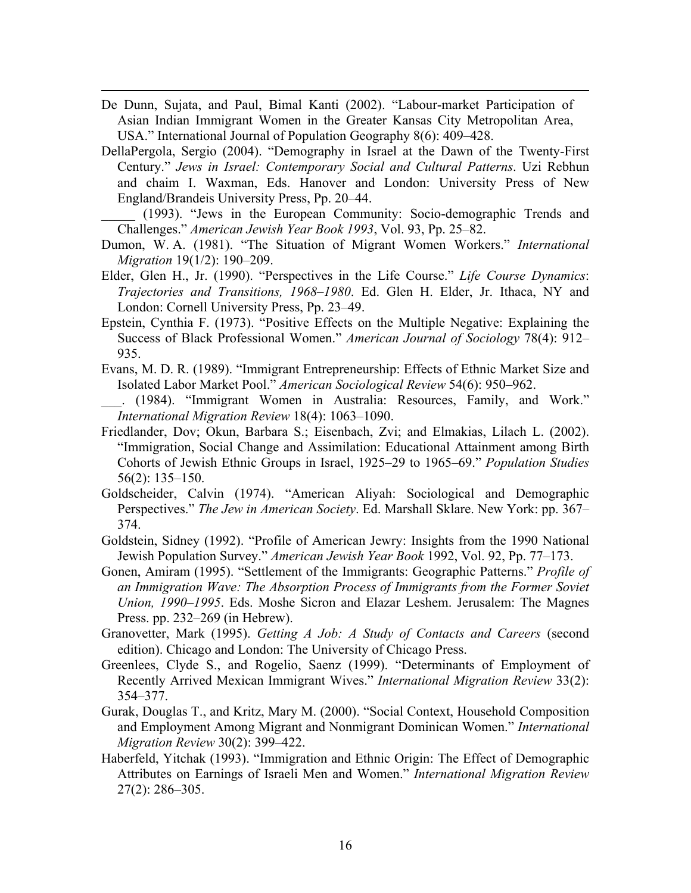De Dunn, Sujata, and Paul, Bimal Kanti (2002). "Labour-market Participation of Asian Indian Immigrant Women in the Greater Kansas City Metropolitan Area, USA." International Journal of Population Geography 8(6): 409–428.

DellaPergola, Sergio (2004). "Demography in Israel at the Dawn of the Twenty-First Century." *Jews in Israel: Contemporary Social and Cultural Patterns*. Uzi Rebhun and chaim I. Waxman, Eds. Hanover and London: University Press of New England/Brandeis University Press, Pp. 20–44.

_____ (1993). "Jews in the European Community: Socio-demographic Trends and Challenges." *American Jewish Year Book 1993*, Vol. 93, Pp. 25–82.

Dumon, W. A. (1981). "The Situation of Migrant Women Workers." *International Migration* 19(1/2): 190–209.

Elder, Glen H., Jr. (1990). "Perspectives in the Life Course." *Life Course Dynamics*: *Trajectories and Transitions, 1968–1980*. Ed. Glen H. Elder, Jr. Ithaca, NY and London: Cornell University Press, Pp. 23–49.

Epstein, Cynthia F. (1973). "Positive Effects on the Multiple Negative: Explaining the Success of Black Professional Women." *American Journal of Sociology* 78(4): 912–935.

Evans, M. D. R. (1989). "Immigrant Entrepreneurship: Effects of Ethnic Market Size and Isolated Labor Market Pool." *American Sociological Review* 54(6): 950–962.

___. (1984). "Immigrant Women in Australia: Resources, Family, and Work." *International Migration Review* 18(4): 1063–1090.

Friedlander, Dov; Okun, Barbara S.; Eisenbach, Zvi; and Elmakias, Lilach L. (2002). "Immigration, Social Change and Assimilation: Educational Attainment among Birth Cohorts of Jewish Ethnic Groups in Israel, 1925–29 to 1965–69." *Population Studies* 56(2): 135–150.

Goldscheider, Calvin (1974). "American Aliyah: Sociological and Demographic Perspectives." *The Jew in American Society*. Ed. Marshall Sklare. New York: pp. 367–374.

Goldstein, Sidney (1992). "Profile of American Jewry: Insights from the 1990 National Jewish Population Survey." *American Jewish Year Book* 1992, Vol. 92, Pp. 77–173.

Gonen, Amiram (1995). "Settlement of the Immigrants: Geographic Patterns." *Profile of an Immigration Wave: The Absorption Process of Immigrants from the Former Soviet Union, 1990–1995*. Eds. Moshe Sicron and Elazar Leshem. Jerusalem: The Magnes Press. pp. 232–269 (in Hebrew).

Granovetter, Mark (1995). *Getting A Job: A Study of Contacts and Careers* (second edition). Chicago and London: The University of Chicago Press.

Greenlees, Clyde S., and Rogelio, Saenz (1999). "Determinants of Employment of Recently Arrived Mexican Immigrant Wives." *International Migration Review* 33(2): 354–377.

Gurak, Douglas T., and Kritz, Mary M. (2000). "Social Context, Household Composition and Employment Among Migrant and Nonmigrant Dominican Women." *International Migration Review* 30(2): 399–422.

Haberfeld, Yitchak (1993). "Immigration and Ethnic Origin: The Effect of Demographic Attributes on Earnings of Israeli Men and Women." *International Migration Review* 27(2): 286–305.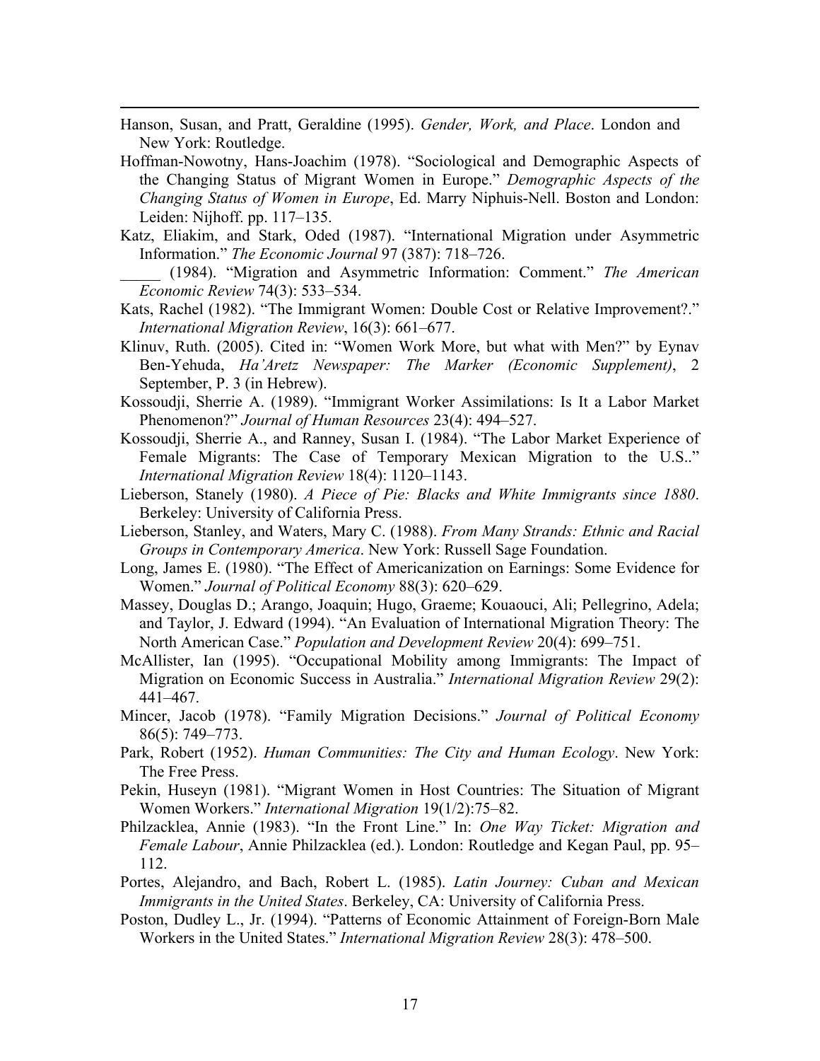Hanson, Susan, and Pratt, Geraldine (1995). *Gender, Work, and Place*. London and New York: Routledge.

Hoffman-Nowotny, Hans-Joachim (1978). "Sociological and Demographic Aspects of the Changing Status of Migrant Women in Europe." *Demographic Aspects of the Changing Status of Women in Europe*, Ed. Marry Niphuis-Nell. Boston and London: Leiden: Nijhoff. pp. 117–135.

Katz, Eliakim, and Stark, Oded (1987). "International Migration under Asymmetric Information." *The Economic Journal* 97 (387): 718–726.

_____ (1984). "Migration and Asymmetric Information: Comment." *The American Economic Review* 74(3): 533–534.

Kats, Rachel (1982). "The Immigrant Women: Double Cost or Relative Improvement?." *International Migration Review*, 16(3): 661–677.

Klinuv, Ruth. (2005). Cited in: "Women Work More, but what with Men?" by Eynav Ben-Yehuda, *Ha'Aretz Newspaper: The Marker (Economic Supplement)*, 2 September, P. 3 (in Hebrew).

Kossoudji, Sherrie A. (1989). "Immigrant Worker Assimilations: Is It a Labor Market Phenomenon?" *Journal of Human Resources* 23(4): 494–527.

Kossoudji, Sherrie A., and Ranney, Susan I. (1984). "The Labor Market Experience of Female Migrants: The Case of Temporary Mexican Migration to the U.S.." *International Migration Review* 18(4): 1120–1143.

Lieberson, Stanely (1980). *A Piece of Pie: Blacks and White Immigrants since 1880*. Berkeley: University of California Press.

Lieberson, Stanley, and Waters, Mary C. (1988). *From Many Strands: Ethnic and Racial Groups in Contemporary America*. New York: Russell Sage Foundation.

Long, James E. (1980). "The Effect of Americanization on Earnings: Some Evidence for Women." *Journal of Political Economy* 88(3): 620–629.

Massey, Douglas D.; Arango, Joaquin; Hugo, Graeme; Kouaouci, Ali; Pellegrino, Adela; and Taylor, J. Edward (1994). "An Evaluation of International Migration Theory: The North American Case." *Population and Development Review* 20(4): 699–751.

McAllister, Ian (1995). "Occupational Mobility among Immigrants: The Impact of Migration on Economic Success in Australia." *International Migration Review* 29(2): 441–467.

Mincer, Jacob (1978). "Family Migration Decisions." *Journal of Political Economy* 86(5): 749–773.

Park, Robert (1952). *Human Communities: The City and Human Ecology*. New York: The Free Press.

Pekin, Huseyn (1981). "Migrant Women in Host Countries: The Situation of Migrant Women Workers." *International Migration* 19(1/2):75–82.

Philzacklea, Annie (1983). "In the Front Line." In: *One Way Ticket: Migration and Female Labour*, Annie Philzacklea (ed.). London: Routledge and Kegan Paul, pp. 95–112.

Portes, Alejandro, and Bach, Robert L. (1985). *Latin Journey: Cuban and Mexican Immigrants in the United States*. Berkeley, CA: University of California Press.

Poston, Dudley L., Jr. (1994). "Patterns of Economic Attainment of Foreign-Born Male Workers in the United States." *International Migration Review* 28(3): 478–500.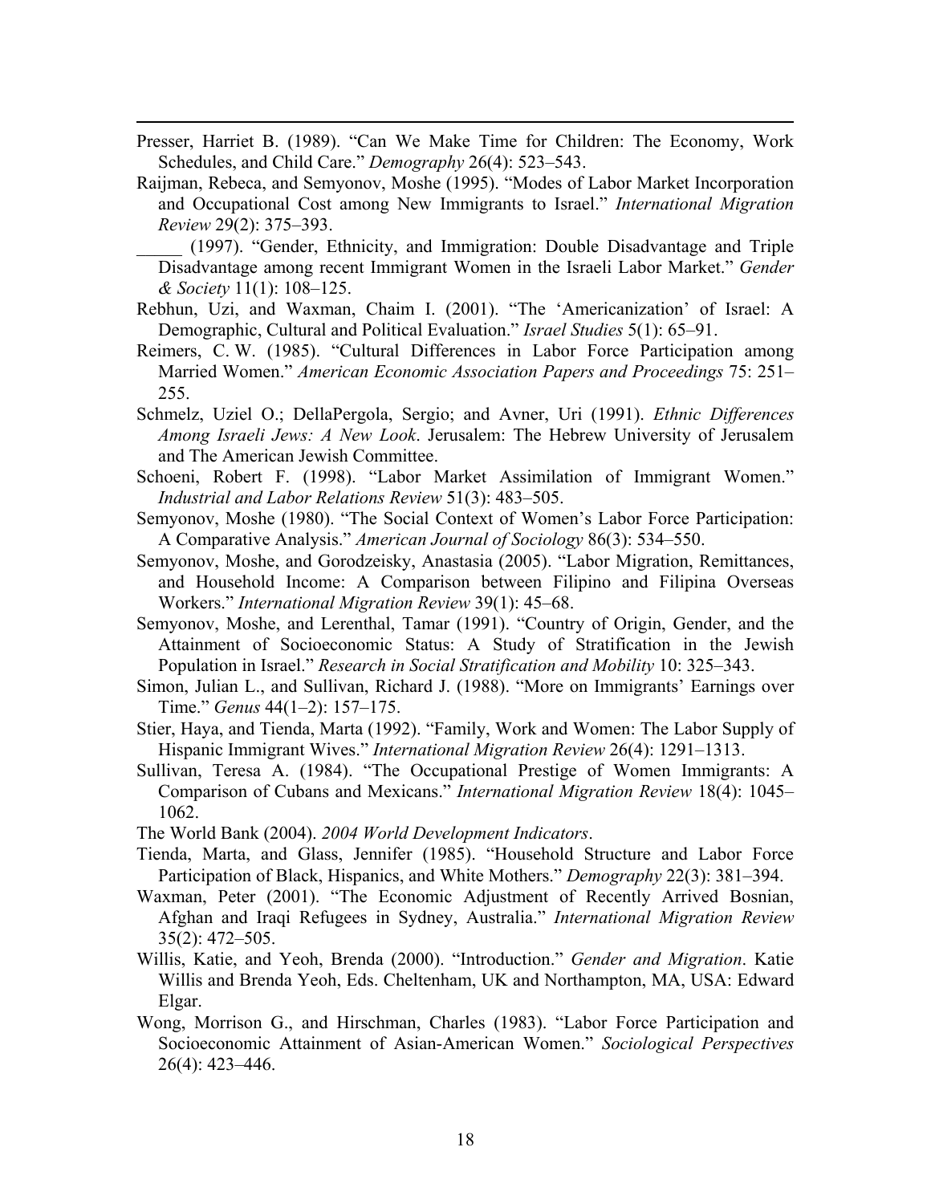Presser, Harriet B. (1989). "Can We Make Time for Children: The Economy, Work Schedules, and Child Care." *Demography* 26(4): 523–543.

Raijman, Rebeca, and Semyonov, Moshe (1995). "Modes of Labor Market Incorporation and Occupational Cost among New Immigrants to Israel." *International Migration Review* 29(2): 375–393.

_____ (1997). "Gender, Ethnicity, and Immigration: Double Disadvantage and Triple Disadvantage among recent Immigrant Women in the Israeli Labor Market." *Gender & Society* 11(1): 108–125.

Rebhun, Uzi, and Waxman, Chaim I. (2001). "The 'Americanization' of Israel: A Demographic, Cultural and Political Evaluation." *Israel Studies* 5(1): 65–91.

Reimers, C. W. (1985). "Cultural Differences in Labor Force Participation among Married Women." *American Economic Association Papers and Proceedings* 75: 251–255.

Schmelz, Uziel O.; DellaPergola, Sergio; and Avner, Uri (1991). *Ethnic Differences Among Israeli Jews: A New Look*. Jerusalem: The Hebrew University of Jerusalem and The American Jewish Committee.

Schoeni, Robert F. (1998). "Labor Market Assimilation of Immigrant Women." *Industrial and Labor Relations Review* 51(3): 483–505.

Semyonov, Moshe (1980). "The Social Context of Women's Labor Force Participation: A Comparative Analysis." *American Journal of Sociology* 86(3): 534–550.

Semyonov, Moshe, and Gorodzeisky, Anastasia (2005). "Labor Migration, Remittances, and Household Income: A Comparison between Filipino and Filipina Overseas Workers." *International Migration Review* 39(1): 45–68.

Semyonov, Moshe, and Lerenthal, Tamar (1991). "Country of Origin, Gender, and the Attainment of Socioeconomic Status: A Study of Stratification in the Jewish Population in Israel." *Research in Social Stratification and Mobility* 10: 325–343.

Simon, Julian L., and Sullivan, Richard J. (1988). "More on Immigrants' Earnings over Time." *Genus* 44(1–2): 157–175.

Stier, Haya, and Tienda, Marta (1992). "Family, Work and Women: The Labor Supply of Hispanic Immigrant Wives." *International Migration Review* 26(4): 1291–1313.

Sullivan, Teresa A. (1984). "The Occupational Prestige of Women Immigrants: A Comparison of Cubans and Mexicans." *International Migration Review* 18(4): 1045–1062.

The World Bank (2004). *2004 World Development Indicators*.

Tienda, Marta, and Glass, Jennifer (1985). "Household Structure and Labor Force Participation of Black, Hispanics, and White Mothers." *Demography* 22(3): 381–394.

Waxman, Peter (2001). "The Economic Adjustment of Recently Arrived Bosnian, Afghan and Iraqi Refugees in Sydney, Australia." *International Migration Review* 35(2): 472–505.

Willis, Katie, and Yeoh, Brenda (2000). "Introduction." *Gender and Migration*. Katie Willis and Brenda Yeoh, Eds. Cheltenham, UK and Northampton, MA, USA: Edward Elgar.

Wong, Morrison G., and Hirschman, Charles (1983). "Labor Force Participation and Socioeconomic Attainment of Asian-American Women." *Sociological Perspectives* 26(4): 423–446.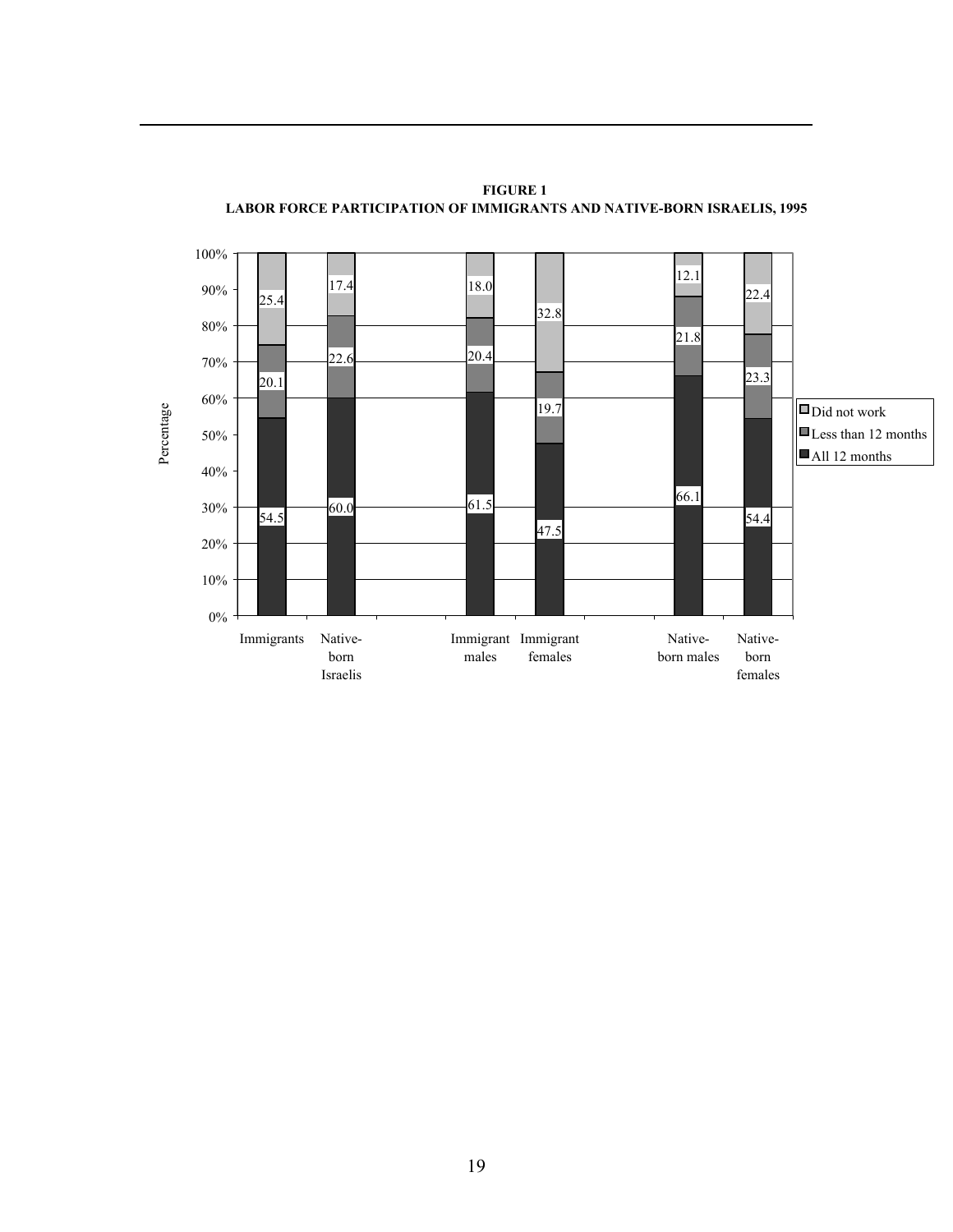**FIGURE 1**
**LABOR FORCE PARTICIPATION OF IMMIGRANTS AND NATIVE-BORN ISRAELIS, 1995**

| Percentage | Immigrants | Native-born Israelis | Immigrant males | Immigrant females | Native-born males | Native-born females |
|---|---|---|---|---|---|---|
| Did not work | 25.4 | 17.4 | 18.0 | 32.8 | 12.1 | 22.4 |
| Less than 12 months | 20.1 | 22.6 | 20.4 | 19.7 | 21.8 | 23.3 |
| All 12 months | 54.5 | 60.0 | 61.5 | 47.5 | 66.1 | 54.4 |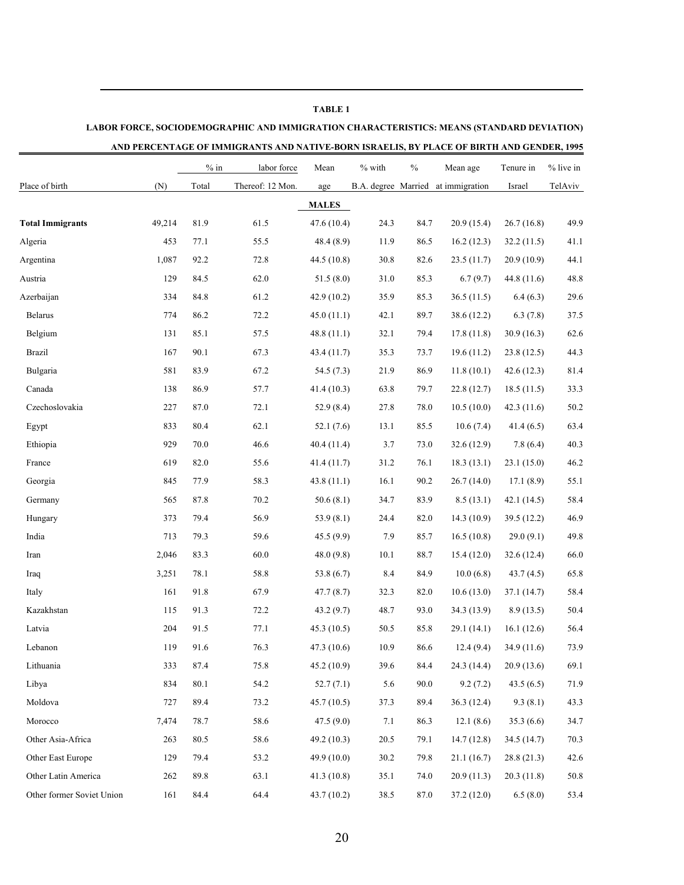**TABLE 1**

**LABOR FORCE, SOCIODEMOGRAPHIC AND IMMIGRATION CHARACTERISTICS: MEANS (STANDARD DEVIATION) AND PERCENTAGE OF IMMIGRANTS AND NATIVE-BORN ISRAELIS, BY PLACE OF BIRTH AND GENDER, 1995**

| Place of birth | (N) | % in labor force Total | Thereof: 12 Mon. | Mean age | % with B.A. degree | % Married | Mean age at immigration | Tenure in Israel | % live in TelAviv |
|---|---|---|---|---|---|---|---|---|---|
| | | | | **MALES** | | | | | |
| **Total Immigrants** | 49,214 | 81.9 | 61.5 | 47.6 (10.4) | 24.3 | 84.7 | 20.9 (15.4) | 26.7 (16.8) | 49.9 |
| Algeria | 453 | 77.1 | 55.5 | 48.4 (8.9) | 11.9 | 86.5 | 16.2 (12.3) | 32.2 (11.5) | 41.1 |
| Argentina | 1,087 | 92.2 | 72.8 | 44.5 (10.8) | 30.8 | 82.6 | 23.5 (11.7) | 20.9 (10.9) | 44.1 |
| Austria | 129 | 84.5 | 62.0 | 51.5 (8.0) | 31.0 | 85.3 | 6.7 (9.7) | 44.8 (11.6) | 48.8 |
| Azerbaijan | 334 | 84.8 | 61.2 | 42.9 (10.2) | 35.9 | 85.3 | 36.5 (11.5) | 6.4 (6.3) | 29.6 |
| Belarus | 774 | 86.2 | 72.2 | 45.0 (11.1) | 42.1 | 89.7 | 38.6 (12.2) | 6.3 (7.8) | 37.5 |
| Belgium | 131 | 85.1 | 57.5 | 48.8 (11.1) | 32.1 | 79.4 | 17.8 (11.8) | 30.9 (16.3) | 62.6 |
| Brazil | 167 | 90.1 | 67.3 | 43.4 (11.7) | 35.3 | 73.7 | 19.6 (11.2) | 23.8 (12.5) | 44.3 |
| Bulgaria | 581 | 83.9 | 67.2 | 54.5 (7.3) | 21.9 | 86.9 | 11.8 (10.1) | 42.6 (12.3) | 81.4 |
| Canada | 138 | 86.9 | 57.7 | 41.4 (10.3) | 63.8 | 79.7 | 22.8 (12.7) | 18.5 (11.5) | 33.3 |
| Czechoslovakia | 227 | 87.0 | 72.1 | 52.9 (8.4) | 27.8 | 78.0 | 10.5 (10.0) | 42.3 (11.6) | 50.2 |
| Egypt | 833 | 80.4 | 62.1 | 52.1 (7.6) | 13.1 | 85.5 | 10.6 (7.4) | 41.4 (6.5) | 63.4 |
| Ethiopia | 929 | 70.0 | 46.6 | 40.4 (11.4) | 3.7 | 73.0 | 32.6 (12.9) | 7.8 (6.4) | 40.3 |
| France | 619 | 82.0 | 55.6 | 41.4 (11.7) | 31.2 | 76.1 | 18.3 (13.1) | 23.1 (15.0) | 46.2 |
| Georgia | 845 | 77.9 | 58.3 | 43.8 (11.1) | 16.1 | 90.2 | 26.7 (14.0) | 17.1 (8.9) | 55.1 |
| Germany | 565 | 87.8 | 70.2 | 50.6 (8.1) | 34.7 | 83.9 | 8.5 (13.1) | 42.1 (14.5) | 58.4 |
| Hungary | 373 | 79.4 | 56.9 | 53.9 (8.1) | 24.4 | 82.0 | 14.3 (10.9) | 39.5 (12.2) | 46.9 |
| India | 713 | 79.3 | 59.6 | 45.5 (9.9) | 7.9 | 85.7 | 16.5 (10.8) | 29.0 (9.1) | 49.8 |
| Iran | 2,046 | 83.3 | 60.0 | 48.0 (9.8) | 10.1 | 88.7 | 15.4 (12.0) | 32.6 (12.4) | 66.0 |
| Iraq | 3,251 | 78.1 | 58.8 | 53.8 (6.7) | 8.4 | 84.9 | 10.0 (6.8) | 43.7 (4.5) | 65.8 |
| Italy | 161 | 91.8 | 67.9 | 47.7 (8.7) | 32.3 | 82.0 | 10.6 (13.0) | 37.1 (14.7) | 58.4 |
| Kazakhstan | 115 | 91.3 | 72.2 | 43.2 (9.7) | 48.7 | 93.0 | 34.3 (13.9) | 8.9 (13.5) | 50.4 |
| Latvia | 204 | 91.5 | 77.1 | 45.3 (10.5) | 50.5 | 85.8 | 29.1 (14.1) | 16.1 (12.6) | 56.4 |
| Lebanon | 119 | 91.6 | 76.3 | 47.3 (10.6) | 10.9 | 86.6 | 12.4 (9.4) | 34.9 (11.6) | 73.9 |
| Lithuania | 333 | 87.4 | 75.8 | 45.2 (10.9) | 39.6 | 84.4 | 24.3 (14.4) | 20.9 (13.6) | 69.1 |
| Libya | 834 | 80.1 | 54.2 | 52.7 (7.1) | 5.6 | 90.0 | 9.2 (7.2) | 43.5 (6.5) | 71.9 |
| Moldova | 727 | 89.4 | 73.2 | 45.7 (10.5) | 37.3 | 89.4 | 36.3 (12.4) | 9.3 (8.1) | 43.3 |
| Morocco | 7,474 | 78.7 | 58.6 | 47.5 (9.0) | 7.1 | 86.3 | 12.1 (8.6) | 35.3 (6.6) | 34.7 |
| Other Asia-Africa | 263 | 80.5 | 58.6 | 49.2 (10.3) | 20.5 | 79.1 | 14.7 (12.8) | 34.5 (14.7) | 70.3 |
| Other East Europe | 129 | 79.4 | 53.2 | 49.9 (10.0) | 30.2 | 79.8 | 21.1 (16.7) | 28.8 (21.3) | 42.6 |
| Other Latin America | 262 | 89.8 | 63.1 | 41.3 (10.8) | 35.1 | 74.0 | 20.9 (11.3) | 20.3 (11.8) | 50.8 |
| Other former Soviet Union | 161 | 84.4 | 64.4 | 43.7 (10.2) | 38.5 | 87.0 | 37.2 (12.0) | 6.5 (8.0) | 53.4 |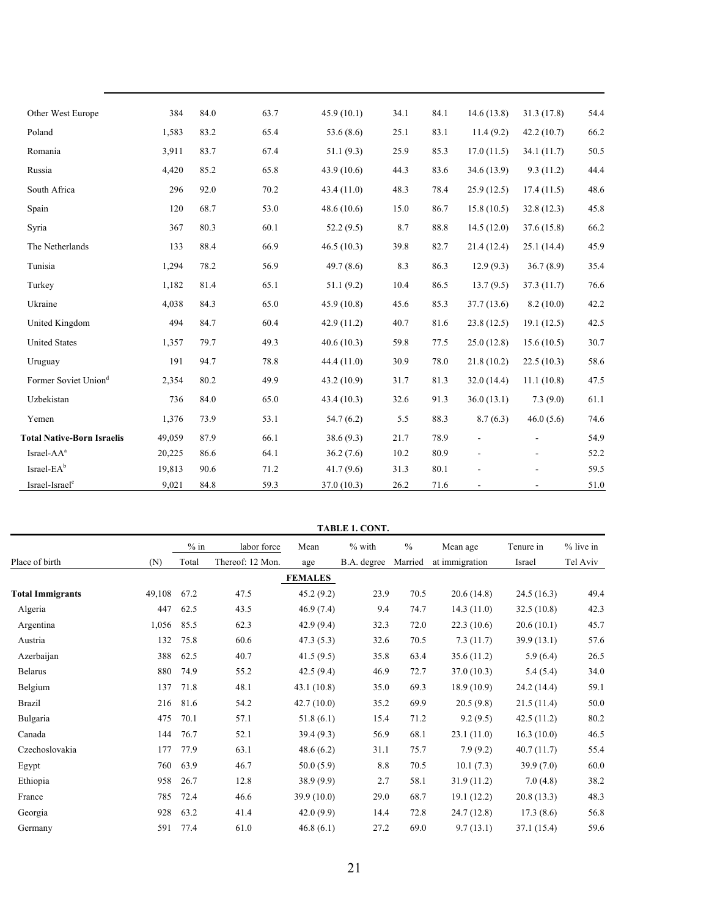| Place of birth | (N) | % in labor force Total | Thereof: 12 Mon. | Mean age | % with B.A. degree | % Married | Mean age at immigration | Tenure in Israel | % live in Tel Aviv |
|---|---|---|---|---|---|---|---|---|---|
| Other West Europe | 384 | 84.0 | 63.7 | 45.9 (10.1) | 34.1 | 84.1 | 14.6 (13.8) | 31.3 (17.8) | 54.4 |
| Poland | 1,583 | 83.2 | 65.4 | 53.6 (8.6) | 25.1 | 83.1 | 11.4 (9.2) | 42.2 (10.7) | 66.2 |
| Romania | 3,911 | 83.7 | 67.4 | 51.1 (9.3) | 25.9 | 85.3 | 17.0 (11.5) | 34.1 (11.7) | 50.5 |
| Russia | 4,420 | 85.2 | 65.8 | 43.9 (10.6) | 44.3 | 83.6 | 34.6 (13.9) | 9.3 (11.2) | 44.4 |
| South Africa | 296 | 92.0 | 70.2 | 43.4 (11.0) | 48.3 | 78.4 | 25.9 (12.5) | 17.4 (11.5) | 48.6 |
| Spain | 120 | 68.7 | 53.0 | 48.6 (10.6) | 15.0 | 86.7 | 15.8 (10.5) | 32.8 (12.3) | 45.8 |
| Syria | 367 | 80.3 | 60.1 | 52.2 (9.5) | 8.7 | 88.8 | 14.5 (12.0) | 37.6 (15.8) | 66.2 |
| The Netherlands | 133 | 88.4 | 66.9 | 46.5 (10.3) | 39.8 | 82.7 | 21.4 (12.4) | 25.1 (14.4) | 45.9 |
| Tunisia | 1,294 | 78.2 | 56.9 | 49.7 (8.6) | 8.3 | 86.3 | 12.9 (9.3) | 36.7 (8.9) | 35.4 |
| Turkey | 1,182 | 81.4 | 65.1 | 51.1 (9.2) | 10.4 | 86.5 | 13.7 (9.5) | 37.3 (11.7) | 76.6 |
| Ukraine | 4,038 | 84.3 | 65.0 | 45.9 (10.8) | 45.6 | 85.3 | 37.7 (13.6) | 8.2 (10.0) | 42.2 |
| United Kingdom | 494 | 84.7 | 60.4 | 42.9 (11.2) | 40.7 | 81.6 | 23.8 (12.5) | 19.1 (12.5) | 42.5 |
| United States | 1,357 | 79.7 | 49.3 | 40.6 (10.3) | 59.8 | 77.5 | 25.0 (12.8) | 15.6 (10.5) | 30.7 |
| Uruguay | 191 | 94.7 | 78.8 | 44.4 (11.0) | 30.9 | 78.0 | 21.8 (10.2) | 22.5 (10.3) | 58.6 |
| Former Soviet Union[d] | 2,354 | 80.2 | 49.9 | 43.2 (10.9) | 31.7 | 81.3 | 32.0 (14.4) | 11.1 (10.8) | 47.5 |
| Uzbekistan | 736 | 84.0 | 65.0 | 43.4 (10.3) | 32.6 | 91.3 | 36.0 (13.1) | 7.3 (9.0) | 61.1 |
| Yemen | 1,376 | 73.9 | 53.1 | 54.7 (6.2) | 5.5 | 88.3 | 8.7 (6.3) | 46.0 (5.6) | 74.6 |
| **Total Native-Born Israelis** | 49,059 | 87.9 | 66.1 | 38.6 (9.3) | 21.7 | 78.9 | - | - | 54.9 |
| Israel-AA[a] | 20,225 | 86.6 | 64.1 | 36.2 (7.6) | 10.2 | 80.9 | - | - | 52.2 |
| Israel-EA[b] | 19,813 | 90.6 | 71.2 | 41.7 (9.6) | 31.3 | 80.1 | - | - | 59.5 |
| Israel-Israel[c] | 9,021 | 84.8 | 59.3 | 37.0 (10.3) | 26.2 | 71.6 | - | - | 51.0 |

**TABLE 1. CONT.**

| Place of birth | (N) | % in labor force Total | Thereof: 12 Mon. | Mean age | % with B.A. degree | % Married | Mean age at immigration | Tenure in Israel | % live in Tel Aviv |
|---|---|---|---|---|---|---|---|---|---|
| | | | | **FEMALES** | | | | | |
| **Total Immigrants** | 49,108 | 67.2 | 47.5 | 45.2 (9.2) | 23.9 | 70.5 | 20.6 (14.8) | 24.5 (16.3) | 49.4 |
| Algeria | 447 | 62.5 | 43.5 | 46.9 (7.4) | 9.4 | 74.7 | 14.3 (11.0) | 32.5 (10.8) | 42.3 |
| Argentina | 1,056 | 85.5 | 62.3 | 42.9 (9.4) | 32.3 | 72.0 | 22.3 (10.6) | 20.6 (10.1) | 45.7 |
| Austria | 132 | 75.8 | 60.6 | 47.3 (5.3) | 32.6 | 70.5 | 7.3 (11.7) | 39.9 (13.1) | 57.6 |
| Azerbaijan | 388 | 62.5 | 40.7 | 41.5 (9.5) | 35.8 | 63.4 | 35.6 (11.2) | 5.9 (6.4) | 26.5 |
| Belarus | 880 | 74.9 | 55.2 | 42.5 (9.4) | 46.9 | 72.7 | 37.0 (10.3) | 5.4 (5.4) | 34.0 |
| Belgium | 137 | 71.8 | 48.1 | 43.1 (10.8) | 35.0 | 69.3 | 18.9 (10.9) | 24.2 (14.4) | 59.1 |
| Brazil | 216 | 81.6 | 54.2 | 42.7 (10.0) | 35.2 | 69.9 | 20.5 (9.8) | 21.5 (11.4) | 50.0 |
| Bulgaria | 475 | 70.1 | 57.1 | 51.8 (6.1) | 15.4 | 71.2 | 9.2 (9.5) | 42.5 (11.2) | 80.2 |
| Canada | 144 | 76.7 | 52.1 | 39.4 (9.3) | 56.9 | 68.1 | 23.1 (11.0) | 16.3 (10.0) | 46.5 |
| Czechoslovakia | 177 | 77.9 | 63.1 | 48.6 (6.2) | 31.1 | 75.7 | 7.9 (9.2) | 40.7 (11.7) | 55.4 |
| Egypt | 760 | 63.9 | 46.7 | 50.0 (5.9) | 8.8 | 70.5 | 10.1 (7.3) | 39.9 (7.0) | 60.0 |
| Ethiopia | 958 | 26.7 | 12.8 | 38.9 (9.9) | 2.7 | 58.1 | 31.9 (11.2) | 7.0 (4.8) | 38.2 |
| France | 785 | 72.4 | 46.6 | 39.9 (10.0) | 29.0 | 68.7 | 19.1 (12.2) | 20.8 (13.3) | 48.3 |
| Georgia | 928 | 63.2 | 41.4 | 42.0 (9.9) | 14.4 | 72.8 | 24.7 (12.8) | 17.3 (8.6) | 56.8 |
| Germany | 591 | 77.4 | 61.0 | 46.8 (6.1) | 27.2 | 69.0 | 9.7 (13.1) | 37.1 (15.4) | 59.6 |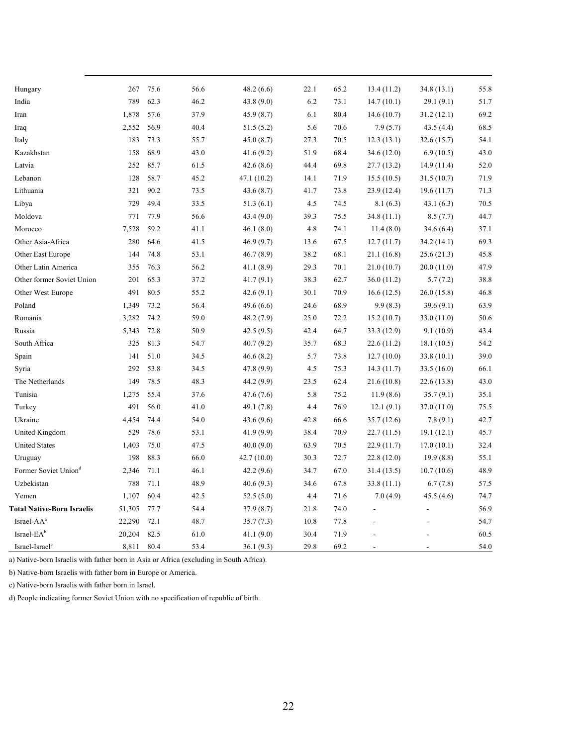| | | | | | | | | | |
|---|---|---|---|---|---|---|---|---|---|
| Hungary | 267 | 75.6 | 56.6 | 48.2 (6.6) | 22.1 | 65.2 | 13.4 (11.2) | 34.8 (13.1) | 55.8 |
| India | 789 | 62.3 | 46.2 | 43.8 (9.0) | 6.2 | 73.1 | 14.7 (10.1) | 29.1 (9.1) | 51.7 |
| Iran | 1,878 | 57.6 | 37.9 | 45.9 (8.7) | 6.1 | 80.4 | 14.6 (10.7) | 31.2 (12.1) | 69.2 |
| Iraq | 2,552 | 56.9 | 40.4 | 51.5 (5.2) | 5.6 | 70.6 | 7.9 (5.7) | 43.5 (4.4) | 68.5 |
| Italy | 183 | 73.3 | 55.7 | 45.0 (8.7) | 27.3 | 70.5 | 12.3 (13.1) | 32.6 (15.7) | 54.1 |
| Kazakhstan | 158 | 68.9 | 43.0 | 41.6 (9.2) | 51.9 | 68.4 | 34.6 (12.0) | 6.9 (10.5) | 43.0 |
| Latvia | 252 | 85.7 | 61.5 | 42.6 (8.6) | 44.4 | 69.8 | 27.7 (13.2) | 14.9 (11.4) | 52.0 |
| Lebanon | 128 | 58.7 | 45.2 | 47.1 (10.2) | 14.1 | 71.9 | 15.5 (10.5) | 31.5 (10.7) | 71.9 |
| Lithuania | 321 | 90.2 | 73.5 | 43.6 (8.7) | 41.7 | 73.8 | 23.9 (12.4) | 19.6 (11.7) | 71.3 |
| Libya | 729 | 49.4 | 33.5 | 51.3 (6.1) | 4.5 | 74.5 | 8.1 (6.3) | 43.1 (6.3) | 70.5 |
| Moldova | 771 | 77.9 | 56.6 | 43.4 (9.0) | 39.3 | 75.5 | 34.8 (11.1) | 8.5 (7.7) | 44.7 |
| Morocco | 7,528 | 59.2 | 41.1 | 46.1 (8.0) | 4.8 | 74.1 | 11.4 (8.0) | 34.6 (6.4) | 37.1 |
| Other Asia-Africa | 280 | 64.6 | 41.5 | 46.9 (9.7) | 13.6 | 67.5 | 12.7 (11.7) | 34.2 (14.1) | 69.3 |
| Other East Europe | 144 | 74.8 | 53.1 | 46.7 (8.9) | 38.2 | 68.1 | 21.1 (16.8) | 25.6 (21.3) | 45.8 |
| Other Latin America | 355 | 76.3 | 56.2 | 41.1 (8.9) | 29.3 | 70.1 | 21.0 (10.7) | 20.0 (11.0) | 47.9 |
| Other former Soviet Union | 201 | 65.3 | 37.2 | 41.7 (9.1) | 38.3 | 62.7 | 36.0 (11.2) | 5.7 (7.2) | 38.8 |
| Other West Europe | 491 | 80.5 | 55.2 | 42.6 (9.1) | 30.1 | 70.9 | 16.6 (12.5) | 26.0 (15.8) | 46.8 |
| Poland | 1,349 | 73.2 | 56.4 | 49.6 (6.6) | 24.6 | 68.9 | 9.9 (8.3) | 39.6 (9.1) | 63.9 |
| Romania | 3,282 | 74.2 | 59.0 | 48.2 (7.9) | 25.0 | 72.2 | 15.2 (10.7) | 33.0 (11.0) | 50.6 |
| Russia | 5,343 | 72.8 | 50.9 | 42.5 (9.5) | 42.4 | 64.7 | 33.3 (12.9) | 9.1 (10.9) | 43.4 |
| South Africa | 325 | 81.3 | 54.7 | 40.7 (9.2) | 35.7 | 68.3 | 22.6 (11.2) | 18.1 (10.5) | 54.2 |
| Spain | 141 | 51.0 | 34.5 | 46.6 (8.2) | 5.7 | 73.8 | 12.7 (10.0) | 33.8 (10.1) | 39.0 |
| Syria | 292 | 53.8 | 34.5 | 47.8 (9.9) | 4.5 | 75.3 | 14.3 (11.7) | 33.5 (16.0) | 66.1 |
| The Netherlands | 149 | 78.5 | 48.3 | 44.2 (9.9) | 23.5 | 62.4 | 21.6 (10.8) | 22.6 (13.8) | 43.0 |
| Tunisia | 1,275 | 55.4 | 37.6 | 47.6 (7.6) | 5.8 | 75.2 | 11.9 (8.6) | 35.7 (9.1) | 35.1 |
| Turkey | 491 | 56.0 | 41.0 | 49.1 (7.8) | 4.4 | 76.9 | 12.1 (9.1) | 37.0 (11.0) | 75.5 |
| Ukraine | 4,454 | 74.4 | 54.0 | 43.6 (9.6) | 42.8 | 66.6 | 35.7 (12.6) | 7.8 (9.1) | 42.7 |
| United Kingdom | 529 | 78.6 | 53.1 | 41.9 (9.9) | 38.4 | 70.9 | 22.7 (11.5) | 19.1 (12.1) | 45.7 |
| United States | 1,403 | 75.0 | 47.5 | 40.0 (9.0) | 63.9 | 70.5 | 22.9 (11.7) | 17.0 (10.1) | 32.4 |
| Uruguay | 198 | 88.3 | 66.0 | 42.7 (10.0) | 30.3 | 72.7 | 22.8 (12.0) | 19.9 (8.8) | 55.1 |
| Former Soviet Union[d] | 2,346 | 71.1 | 46.1 | 42.2 (9.6) | 34.7 | 67.0 | 31.4 (13.5) | 10.7 (10.6) | 48.9 |
| Uzbekistan | 788 | 71.1 | 48.9 | 40.6 (9.3) | 34.6 | 67.8 | 33.8 (11.1) | 6.7 (7.8) | 57.5 |
| Yemen | 1,107 | 60.4 | 42.5 | 52.5 (5.0) | 4.4 | 71.6 | 7.0 (4.9) | 45.5 (4.6) | 74.7 |
| **Total Native-Born Israelis** | 51,305 | 77.7 | 54.4 | 37.9 (8.7) | 21.8 | 74.0 | - | - | 56.9 |
| Israel-AA[a] | 22,290 | 72.1 | 48.7 | 35.7 (7.3) | 10.8 | 77.8 | - | - | 54.7 |
| Israel-EA[b] | 20,204 | 82.5 | 61.0 | 41.1 (9.0) | 30.4 | 71.9 | - | - | 60.5 |
| Israel-Israel[c] | 8,811 | 80.4 | 53.4 | 36.1 (9.3) | 29.8 | 69.2 | - | - | 54.0 |

a) Native-born Israelis with father born in Asia or Africa (excluding in South Africa).

b) Native-born Israelis with father born in Europe or America.

c) Native-born Israelis with father born in Israel.

d) People indicating former Soviet Union with no specification of republic of birth.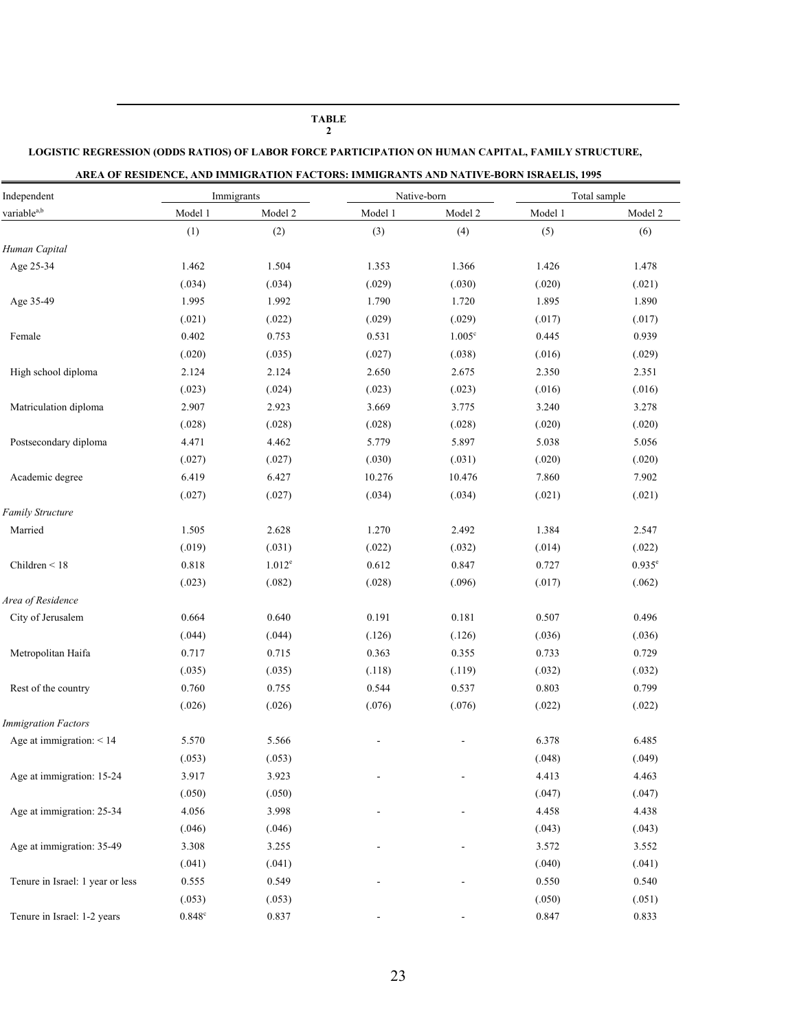**TABLE 2**

**LOGISTIC REGRESSION (ODDS RATIOS) OF LABOR FORCE PARTICIPATION ON HUMAN CAPITAL, FAMILY STRUCTURE, AREA OF RESIDENCE, AND IMMIGRATION FACTORS: IMMIGRANTS AND NATIVE-BORN ISRAELIS, 1995**

| Independent | Immigrants | | Native-born | | Total sample | |
|---|---|---|---|---|---|---|
| variable[a,b] | Model 1 | Model 2 | Model 1 | Model 2 | Model 1 | Model 2 |
| | (1) | (2) | (3) | (4) | (5) | (6) |
| *Human Capital* | | | | | | |
| Age 25-34 | 1.462 | 1.504 | 1.353 | 1.366 | 1.426 | 1.478 |
| | (.034) | (.034) | (.029) | (.030) | (.020) | (.021) |
| Age 35-49 | 1.995 | 1.992 | 1.790 | 1.720 | 1.895 | 1.890 |
| | (.021) | (.022) | (.029) | (.029) | (.017) | (.017) |
| Female | 0.402 | 0.753 | 0.531 | 1.005[c] | 0.445 | 0.939 |
| | (.020) | (.035) | (.027) | (.038) | (.016) | (.029) |
| High school diploma | 2.124 | 2.124 | 2.650 | 2.675 | 2.350 | 2.351 |
| | (.023) | (.024) | (.023) | (.023) | (.016) | (.016) |
| Matriculation diploma | 2.907 | 2.923 | 3.669 | 3.775 | 3.240 | 3.278 |
| | (.028) | (.028) | (.028) | (.028) | (.020) | (.020) |
| Postsecondary diploma | 4.471 | 4.462 | 5.779 | 5.897 | 5.038 | 5.056 |
| | (.027) | (.027) | (.030) | (.031) | (.020) | (.020) |
| Academic degree | 6.419 | 6.427 | 10.276 | 10.476 | 7.860 | 7.902 |
| | (.027) | (.027) | (.034) | (.034) | (.021) | (.021) |
| *Family Structure* | | | | | | |
| Married | 1.505 | 2.628 | 1.270 | 2.492 | 1.384 | 2.547 |
| | (.019) | (.031) | (.022) | (.032) | (.014) | (.022) |
| Children < 18 | 0.818 | 1.012[e] | 0.612 | 0.847 | 0.727 | 0.935[e] |
| | (.023) | (.082) | (.028) | (.096) | (.017) | (.062) |
| *Area of Residence* | | | | | | |
| City of Jerusalem | 0.664 | 0.640 | 0.191 | 0.181 | 0.507 | 0.496 |
| | (.044) | (.044) | (.126) | (.126) | (.036) | (.036) |
| Metropolitan Haifa | 0.717 | 0.715 | 0.363 | 0.355 | 0.733 | 0.729 |
| | (.035) | (.035) | (.118) | (.119) | (.032) | (.032) |
| Rest of the country | 0.760 | 0.755 | 0.544 | 0.537 | 0.803 | 0.799 |
| | (.026) | (.026) | (.076) | (.076) | (.022) | (.022) |
| *Immigration Factors* | | | | | | |
| Age at immigration: < 14 | 5.570 | 5.566 | - | - | 6.378 | 6.485 |
| | (.053) | (.053) | | | (.048) | (.049) |
| Age at immigration: 15-24 | 3.917 | 3.923 | - | - | 4.413 | 4.463 |
| | (.050) | (.050) | | | (.047) | (.047) |
| Age at immigration: 25-34 | 4.056 | 3.998 | - | - | 4.458 | 4.438 |
| | (.046) | (.046) | | | (.043) | (.043) |
| Age at immigration: 35-49 | 3.308 | 3.255 | - | - | 3.572 | 3.552 |
| | (.041) | (.041) | | | (.040) | (.041) |
| Tenure in Israel: 1 year or less | 0.555 | 0.549 | - | - | 0.550 | 0.540 |
| | (.053) | (.053) | | | (.050) | (.051) |
| Tenure in Israel: 1-2 years | 0.848[c] | 0.837 | - | - | 0.847 | 0.833 |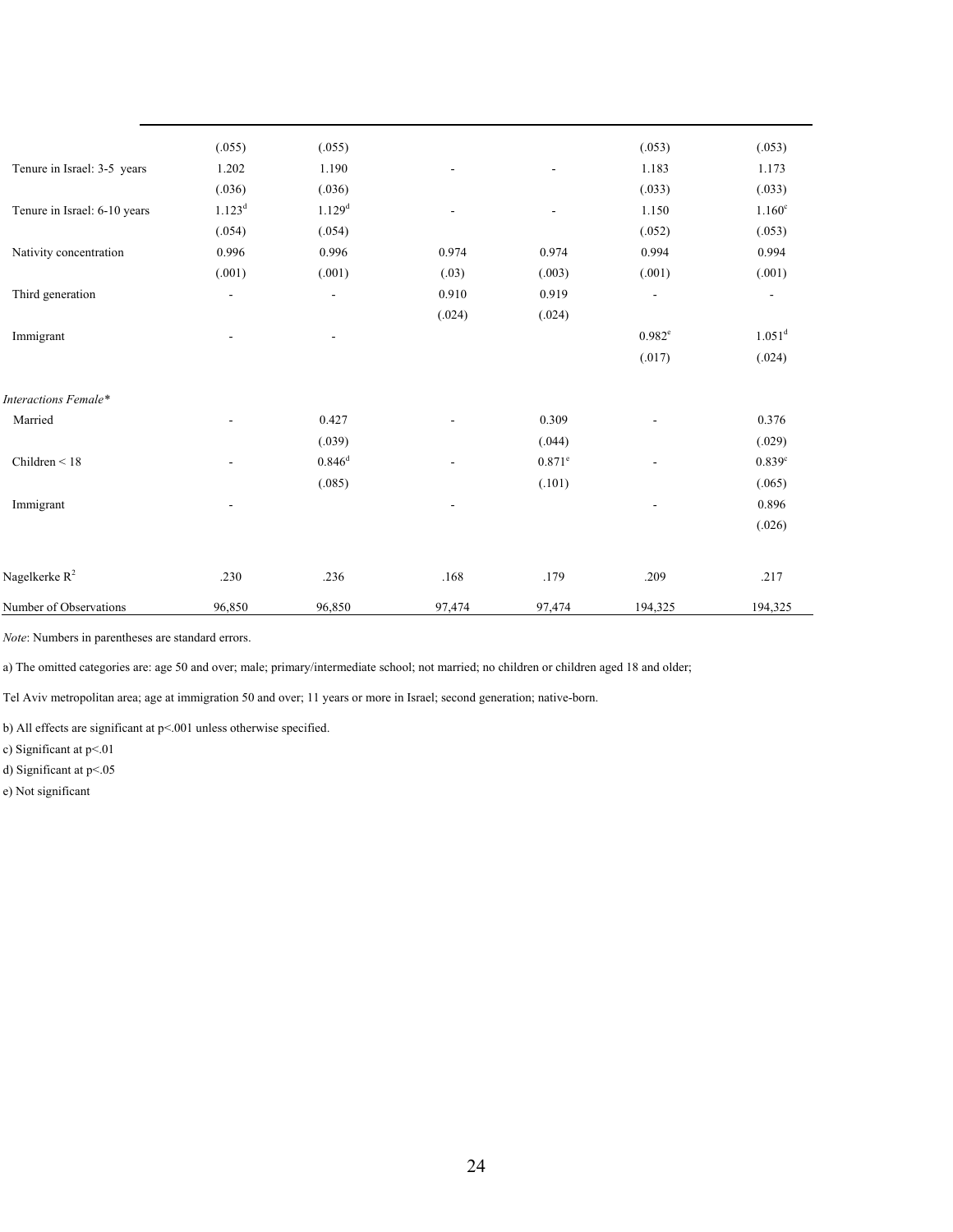| | | | | | | |
|---|---|---|---|---|---|---|
| | (.055) | (.055) | | | (.053) | (.053) |
| Tenure in Israel: 3-5 years | 1.202 | 1.190 | - | - | 1.183 | 1.173 |
| | (.036) | (.036) | | | (.033) | (.033) |
| Tenure in Israel: 6-10 years | 1.123[d] | 1.129[d] | - | - | 1.150 | 1.160[c] |
| | (.054) | (.054) | | | (.052) | (.053) |
| Nativity concentration | 0.996 | 0.996 | 0.974 | 0.974 | 0.994 | 0.994 |
| | (.001) | (.001) | (.03) | (.003) | (.001) | (.001) |
| Third generation | - | - | 0.910 | 0.919 | - | - |
| | | | (.024) | (.024) | | |
| Immigrant | - | - | | | 0.982[e] | 1.051[d] |
| | | | | | (.017) | (.024) |
| *Interactions Female\** | | | | | | |
| Married | - | 0.427 | - | 0.309 | - | 0.376 |
| | | (.039) | | (.044) | | (.029) |
| Children < 18 | - | 0.846[d] | - | 0.871[e] | - | 0.839[c] |
| | | (.085) | | (.101) | | (.065) |
| Immigrant | - | | - | | - | 0.896 |
| | | | | | | (.026) |
| Nagelkerke $R^2$ | .230 | .236 | .168 | .179 | .209 | .217 |
| Number of Observations | 96,850 | 96,850 | 97,474 | 97,474 | 194,325 | 194,325 |

*Note*: Numbers in parentheses are standard errors.

a) The omitted categories are: age 50 and over; male; primary/intermediate school; not married; no children or children aged 18 and older;

Tel Aviv metropolitan area; age at immigration 50 and over; 11 years or more in Israel; second generation; native-born.

b) All effects are significant at $p<.001$ unless otherwise specified.

c) Significant at $p<.01$

d) Significant at $p<.05$

e) Not significant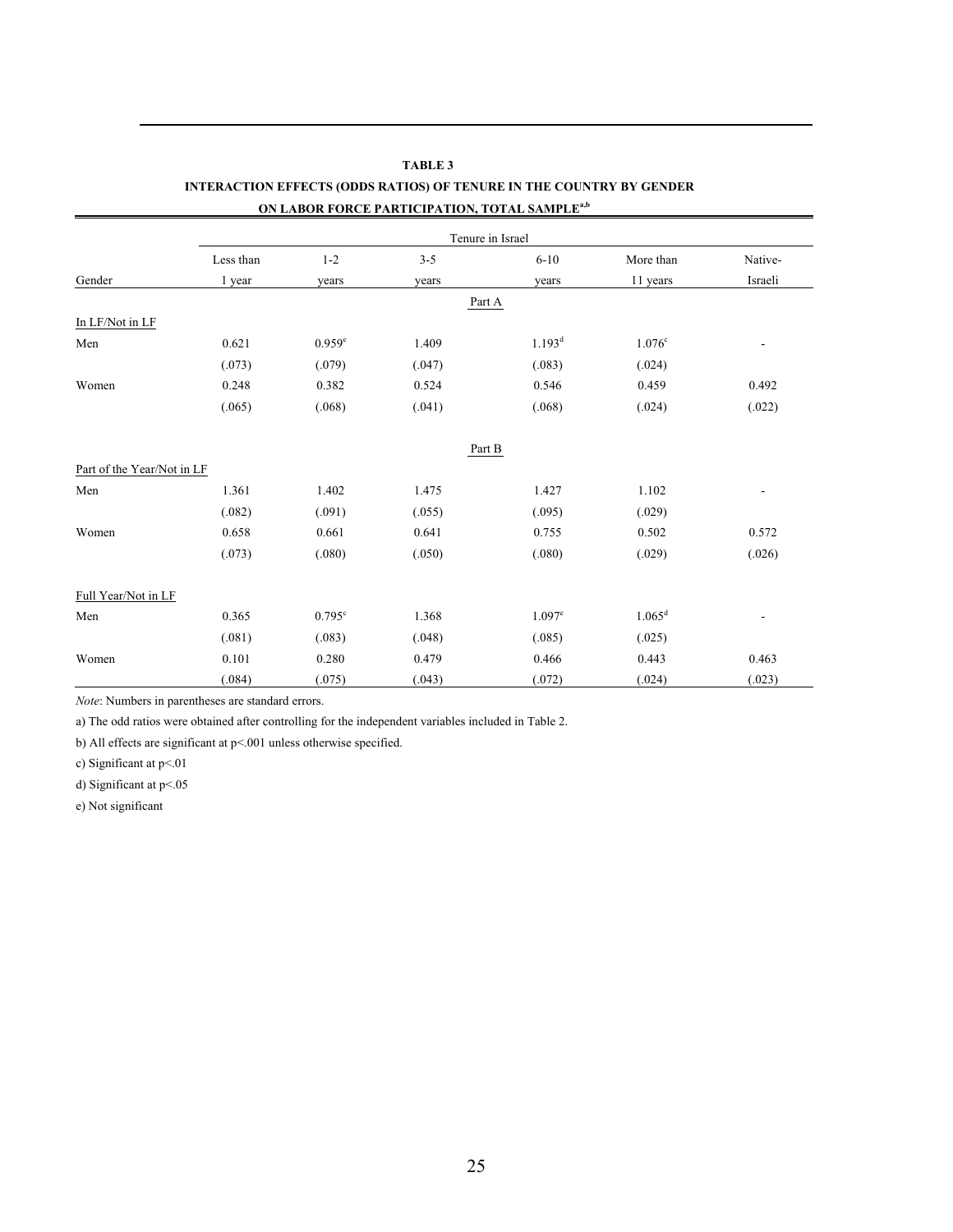**TABLE 3**

**INTERACTION EFFECTS (ODDS RATIOS) OF TENURE IN THE COUNTRY BY GENDER ON LABOR FORCE PARTICIPATION, TOTAL SAMPLE[a,b]**

| | Tenure in Israel | | | | | |
|---|---|---|---|---|---|---|
| Gender | Less than 1 year | 1-2 years | 3-5 years | 6-10 years | More than 11 years | Native-Israeli |
| | | | | Part A | | |
| In LF/Not in LF | | | | | | |
| Men | 0.621 | 0.959[e] | 1.409 | 1.193[d] | 1.076[c] | - |
| | (.073) | (.079) | (.047) | (.083) | (.024) | |
| Women | 0.248 | 0.382 | 0.524 | 0.546 | 0.459 | 0.492 |
| | (.065) | (.068) | (.041) | (.068) | (.024) | (.022) |
| | | | | Part B | | |
| Part of the Year/Not in LF | | | | | | |
| Men | 1.361 | 1.402 | 1.475 | 1.427 | 1.102 | - |
| | (.082) | (.091) | (.055) | (.095) | (.029) | |
| Women | 0.658 | 0.661 | 0.641 | 0.755 | 0.502 | 0.572 |
| | (.073) | (.080) | (.050) | (.080) | (.029) | (.026) |
| Full Year/Not in LF | | | | | | |
| Men | 0.365 | 0.795[c] | 1.368 | 1.097[e] | 1.065[d] | - |
| | (.081) | (.083) | (.048) | (.085) | (.025) | |
| Women | 0.101 | 0.280 | 0.479 | 0.466 | 0.443 | 0.463 |
| | (.084) | (.075) | (.043) | (.072) | (.024) | (.023) |

*Note*: Numbers in parentheses are standard errors.

a) The odd ratios were obtained after controlling for the independent variables included in Table 2.

b) All effects are significant at $p<.001$ unless otherwise specified.

c) Significant at $p<.01$

d) Significant at $p<.05$

e) Not significant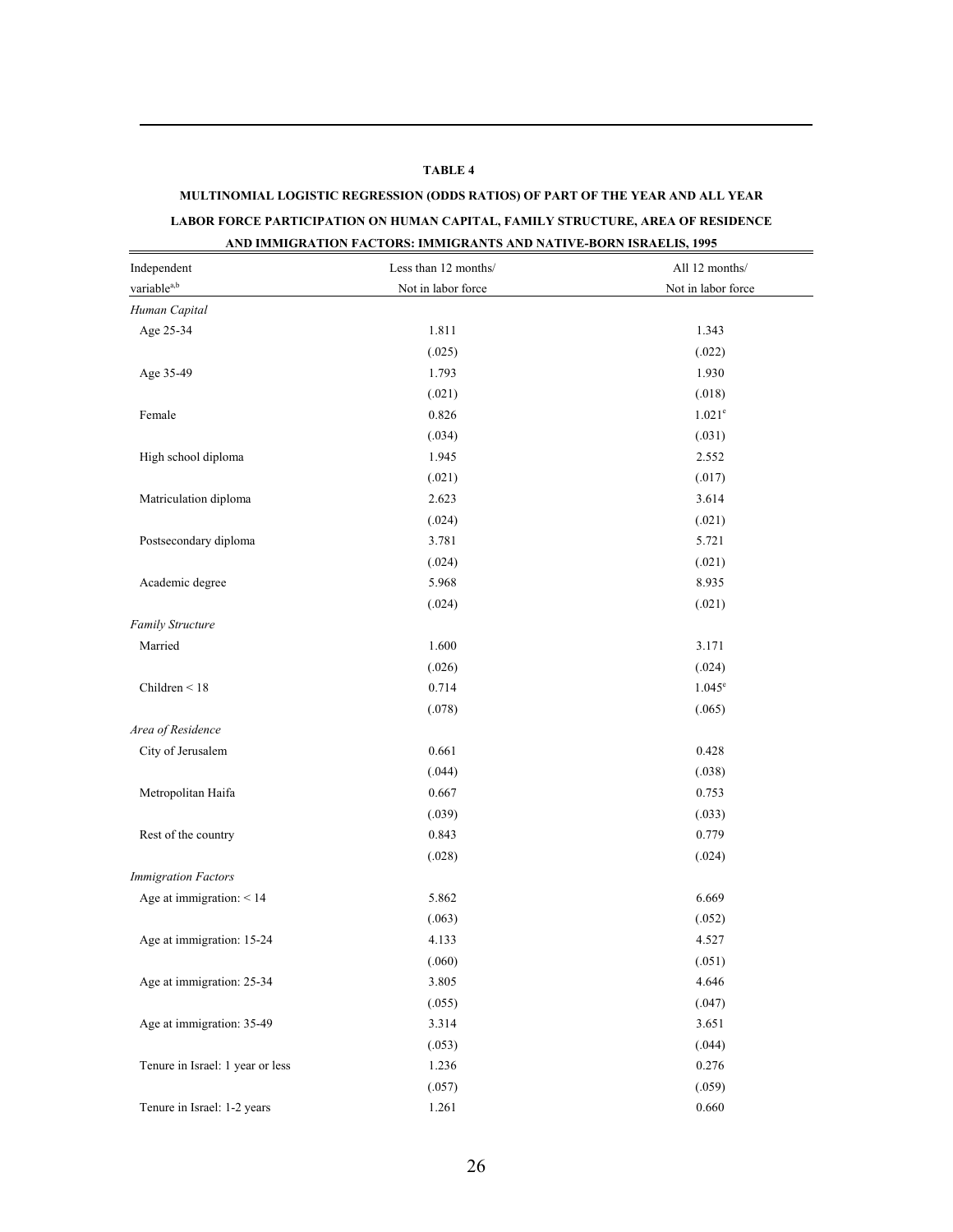**TABLE 4**

**MULTINOMIAL LOGISTIC REGRESSION (ODDS RATIOS) OF PART OF THE YEAR AND ALL YEAR LABOR FORCE PARTICIPATION ON HUMAN CAPITAL, FAMILY STRUCTURE, AREA OF RESIDENCE AND IMMIGRATION FACTORS: IMMIGRANTS AND NATIVE-BORN ISRAELIS, 1995**

| Independent variable[a,b] | Less than 12 months/ Not in labor force | All 12 months/ Not in labor force |
|---|---|---|
| *Human Capital* | | |
| Age 25-34 | 1.811 | 1.343 |
| | (.025) | (.022) |
| Age 35-49 | 1.793 | 1.930 |
| | (.021) | (.018) |
| Female | 0.826 | 1.021[e] |
| | (.034) | (.031) |
| High school diploma | 1.945 | 2.552 |
| | (.021) | (.017) |
| Matriculation diploma | 2.623 | 3.614 |
| | (.024) | (.021) |
| Postsecondary diploma | 3.781 | 5.721 |
| | (.024) | (.021) |
| Academic degree | 5.968 | 8.935 |
| | (.024) | (.021) |
| *Family Structure* | | |
| Married | 1.600 | 3.171 |
| | (.026) | (.024) |
| Children < 18 | 0.714 | 1.045[e] |
| | (.078) | (.065) |
| *Area of Residence* | | |
| City of Jerusalem | 0.661 | 0.428 |
| | (.044) | (.038) |
| Metropolitan Haifa | 0.667 | 0.753 |
| | (.039) | (.033) |
| Rest of the country | 0.843 | 0.779 |
| | (.028) | (.024) |
| *Immigration Factors* | | |
| Age at immigration: < 14 | 5.862 | 6.669 |
| | (.063) | (.052) |
| Age at immigration: 15-24 | 4.133 | 4.527 |
| | (.060) | (.051) |
| Age at immigration: 25-34 | 3.805 | 4.646 |
| | (.055) | (.047) |
| Age at immigration: 35-49 | 3.314 | 3.651 |
| | (.053) | (.044) |
| Tenure in Israel: 1 year or less | 1.236 | 0.276 |
| | (.057) | (.059) |
| Tenure in Israel: 1-2 years | 1.261 | 0.660 |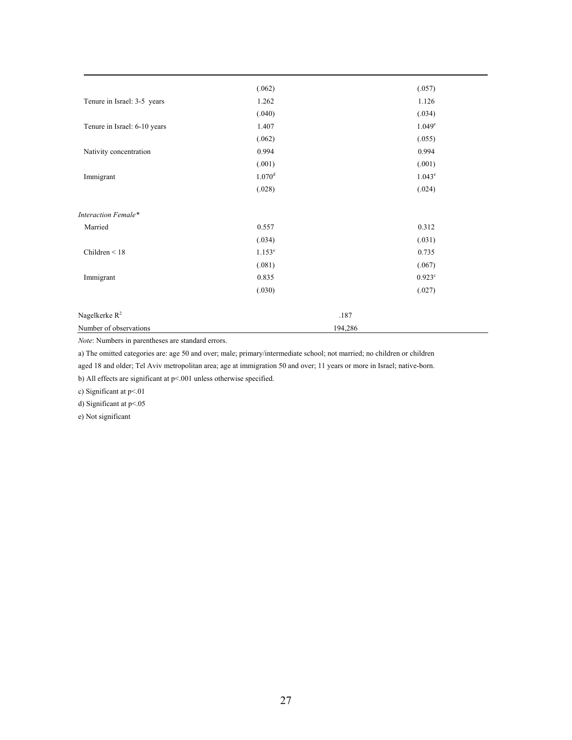| | | |
|---|---|---|
| | (.062) | (.057) |
| Tenure in Israel: 3-5 years | 1.262 | 1.126 |
| | (.040) | (.034) |
| Tenure in Israel: 6-10 years | 1.407 | 1.049[e] |
| | (.062) | (.055) |
| Nativity concentration | 0.994 | 0.994 |
| | (.001) | (.001) |
| Immigrant | 1.070[d] | 1.043[e] |
| | (.028) | (.024) |
| | | |
| *Interaction Female\** | | |
| Married | 0.557 | 0.312 |
| | (.034) | (.031) |
| Children < 18 | 1.153[e] | 0.735 |
| | (.081) | (.067) |
| Immigrant | 0.835 | 0.923[c] |
| | (.030) | (.027) |
| | | |
| Nagelkerke $R^2$ | .187 | |
| Number of observations | 194,286 | |

*Note*: Numbers in parentheses are standard errors.

a) The omitted categories are: age 50 and over; male; primary/intermediate school; not married; no children or children aged 18 and older; Tel Aviv metropolitan area; age at immigration 50 and over; 11 years or more in Israel; native-born.

b) All effects are significant at $p<.001$ unless otherwise specified.

c) Significant at $p<.01$

d) Significant at $p<.05$

e) Not significant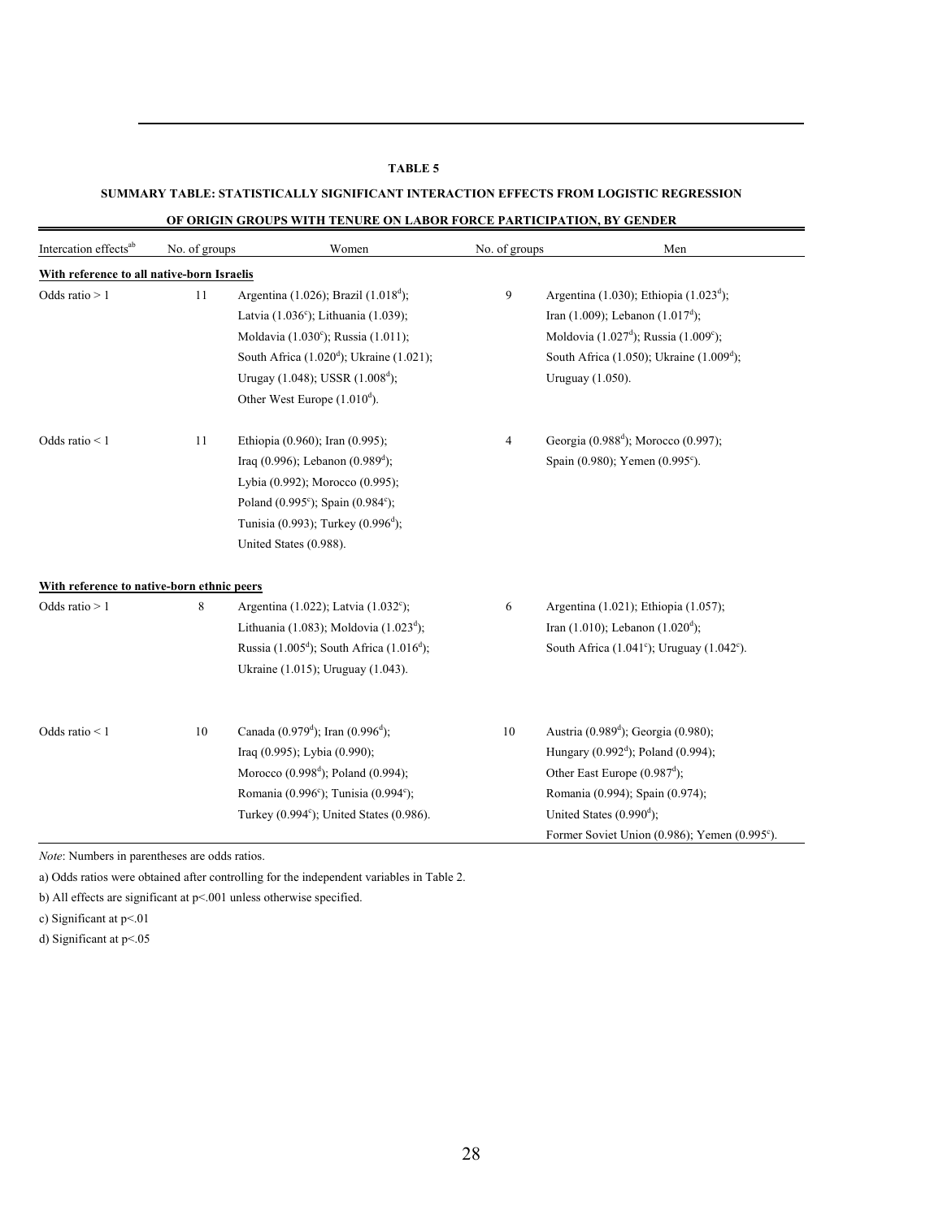**TABLE 5**

**SUMMARY TABLE: STATISTICALLY SIGNIFICANT INTERACTION EFFECTS FROM LOGISTIC REGRESSION OF ORIGIN GROUPS WITH TENURE ON LABOR FORCE PARTICIPATION, BY GENDER**

| Intercation effects[ab] | No. of groups | Women | No. of groups | Men |
|---|---|---|---|---|
| **With reference to all native-born Israelis** | | | | |
| Odds ratio > 1 | 11 | Argentina (1.026); Brazil (1.018[d]); Latvia (1.036[c]); Lithuania (1.039); Moldavia (1.030[c]); Russia (1.011); South Africa (1.020[d]); Ukraine (1.021); Urugay (1.048); USSR (1.008[d]); Other West Europe (1.010[d]). | 9 | Argentina (1.030); Ethiopia (1.023[d]); Iran (1.009); Lebanon (1.017[d]); Moldovia (1.027[d]); Russia (1.009[c]); South Africa (1.050); Ukraine (1.009[d]); Uruguay (1.050). |
| Odds ratio < 1 | 11 | Ethiopia (0.960); Iran (0.995); Iraq (0.996); Lebanon (0.989[d]); Lybia (0.992); Morocco (0.995); Poland (0.995[c]); Spain (0.984[c]); Tunisia (0.993); Turkey (0.996[d]); United States (0.988). | 4 | Georgia (0.988[d]); Morocco (0.997); Spain (0.980); Yemen (0.995[c]). |
| **With reference to native-born ethnic peers** | | | | |
| Odds ratio > 1 | 8 | Argentina (1.022); Latvia (1.032[c]); Lithuania (1.083); Moldovia (1.023[d]); Russia (1.005[d]); South Africa (1.016[d]); Ukraine (1.015); Uruguay (1.043). | 6 | Argentina (1.021); Ethiopia (1.057); Iran (1.010); Lebanon (1.020[d]); South Africa (1.041[c]); Uruguay (1.042[c]). |
| Odds ratio < 1 | 10 | Canada (0.979[d]); Iran (0.996[d]); Iraq (0.995); Lybia (0.990); Morocco (0.998[d]); Poland (0.994); Romania (0.996[c]); Tunisia (0.994[c]); Turkey (0.994[c]); United States (0.986). | 10 | Austria (0.989[d]); Georgia (0.980); Hungary (0.992[d]); Poland (0.994); Other East Europe (0.987[d]); Romania (0.994); Spain (0.974); United States (0.990[d]); Former Soviet Union (0.986); Yemen (0.995[c]). |

*Note*: Numbers in parentheses are odds ratios.

a) Odds ratios were obtained after controlling for the independent variables in Table 2.

b) All effects are significant at $p<.001$ unless otherwise specified.

c) Significant at $p<.01$

d) Significant at $p<.05$